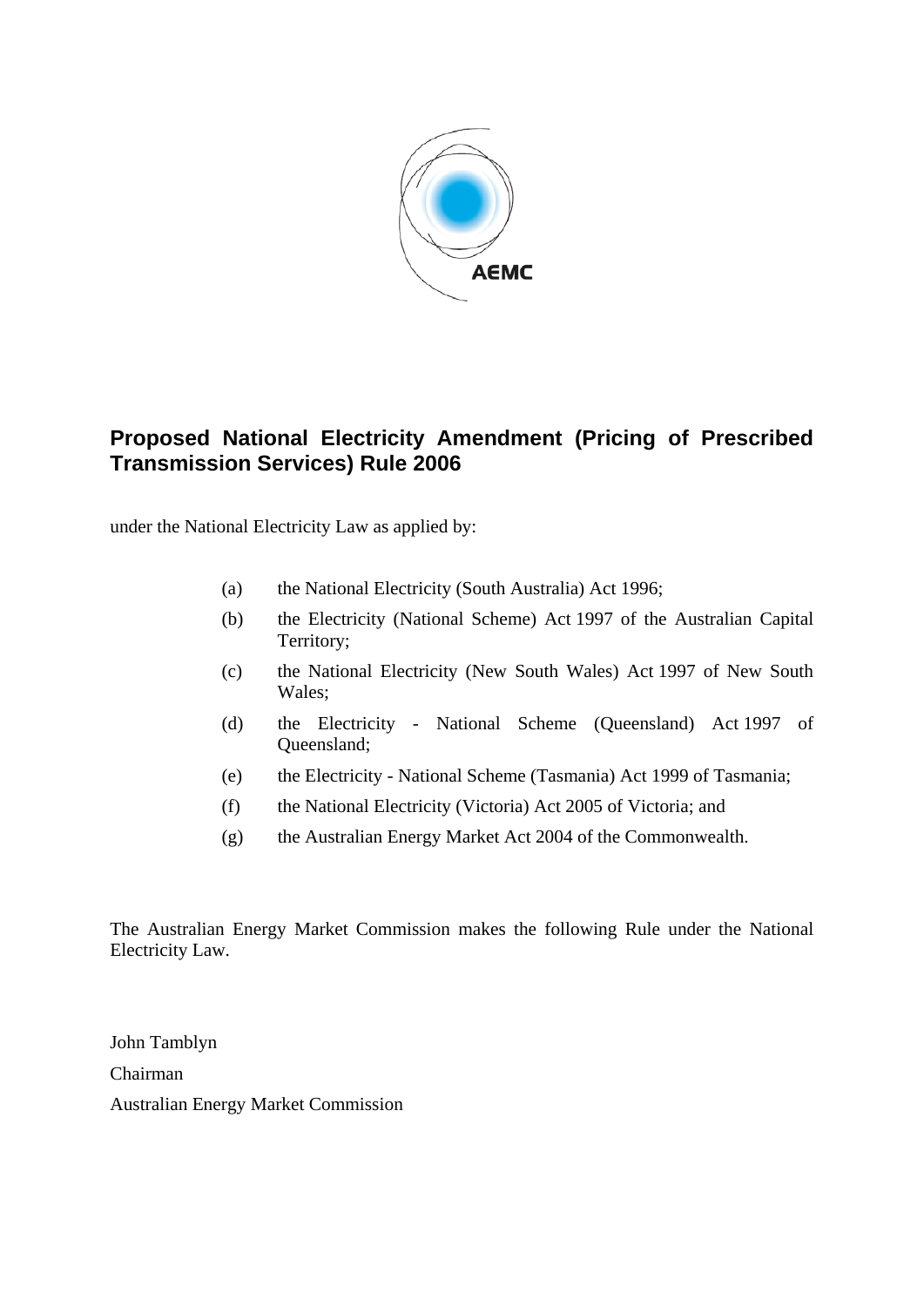AEMC

# Proposed National Electricity Amendment (Pricing of Prescribed Transmission Services) Rule 2006

under the National Electricity Law as applied by:

(a) the National Electricity (South Australia) Act 1996;

(b) the Electricity (National Scheme) Act 1997 of the Australian Capital Territory;

(c) the National Electricity (New South Wales) Act 1997 of New South Wales;

(d) the Electricity - National Scheme (Queensland) Act 1997 of Queensland;

(e) the Electricity - National Scheme (Tasmania) Act 1999 of Tasmania;

(f) the National Electricity (Victoria) Act 2005 of Victoria; and

(g) the Australian Energy Market Act 2004 of the Commonwealth.

The Australian Energy Market Commission makes the following Rule under the National Electricity Law.

John Tamblyn

Chairman

Australian Energy Market Commission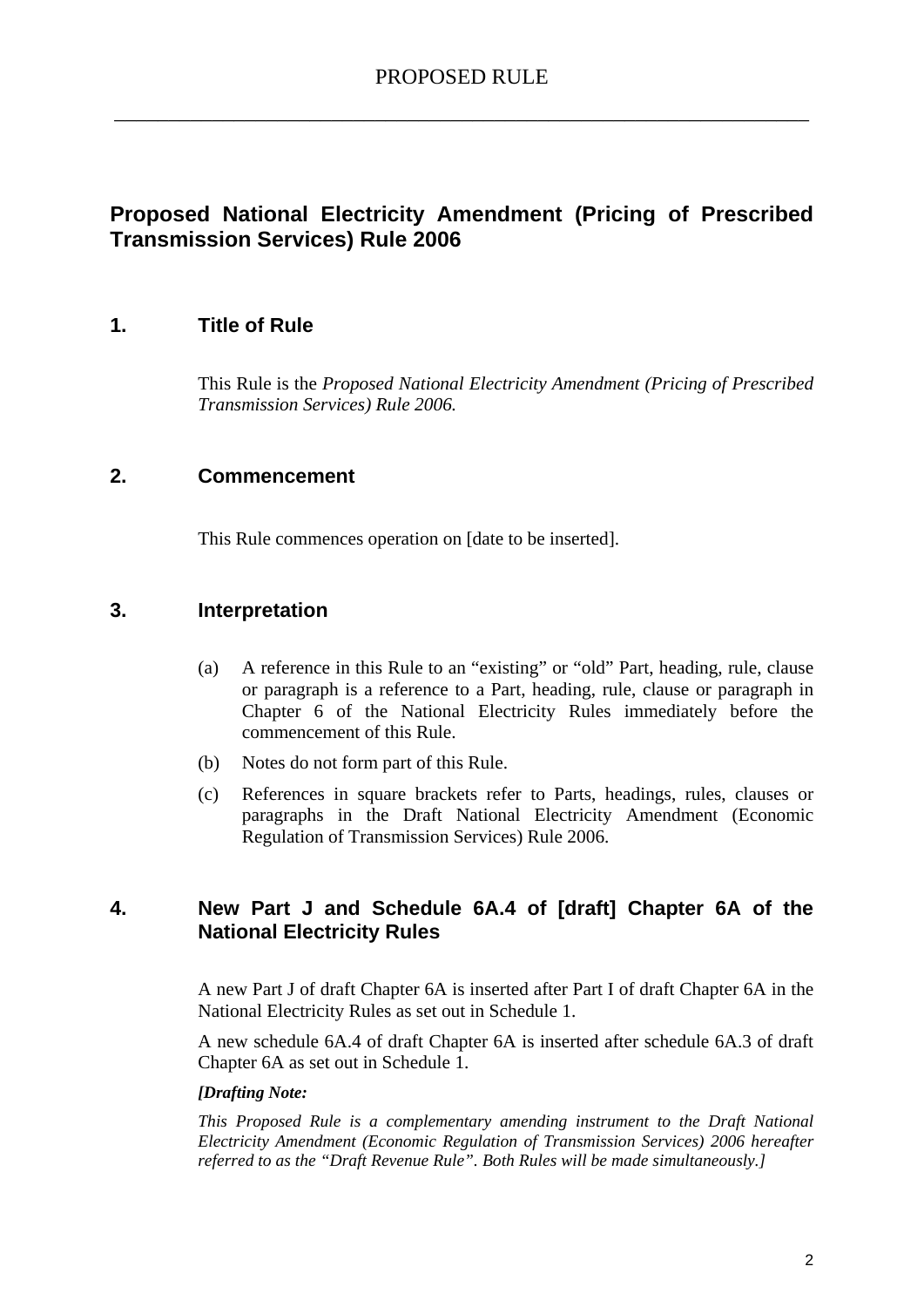PROPOSED RULE

# Proposed National Electricity Amendment (Pricing of Prescribed Transmission Services) Rule 2006

## 1. Title of Rule

This Rule is the *Proposed National Electricity Amendment (Pricing of Prescribed Transmission Services) Rule 2006.*

## 2. Commencement

This Rule commences operation on [date to be inserted].

## 3. Interpretation

(a) A reference in this Rule to an "existing" or "old" Part, heading, rule, clause or paragraph is a reference to a Part, heading, rule, clause or paragraph in Chapter 6 of the National Electricity Rules immediately before the commencement of this Rule.

(b) Notes do not form part of this Rule.

(c) References in square brackets refer to Parts, headings, rules, clauses or paragraphs in the Draft National Electricity Amendment (Economic Regulation of Transmission Services) Rule 2006.

## 4. New Part J and Schedule 6A.4 of [draft] Chapter 6A of the National Electricity Rules

A new Part J of draft Chapter 6A is inserted after Part I of draft Chapter 6A in the National Electricity Rules as set out in Schedule 1.

A new schedule 6A.4 of draft Chapter 6A is inserted after schedule 6A.3 of draft Chapter 6A as set out in Schedule 1.

***[Drafting Note:***

*This Proposed Rule is a complementary amending instrument to the Draft National Electricity Amendment (Economic Regulation of Transmission Services) 2006 hereafter referred to as the "Draft Revenue Rule". Both Rules will be made simultaneously.]*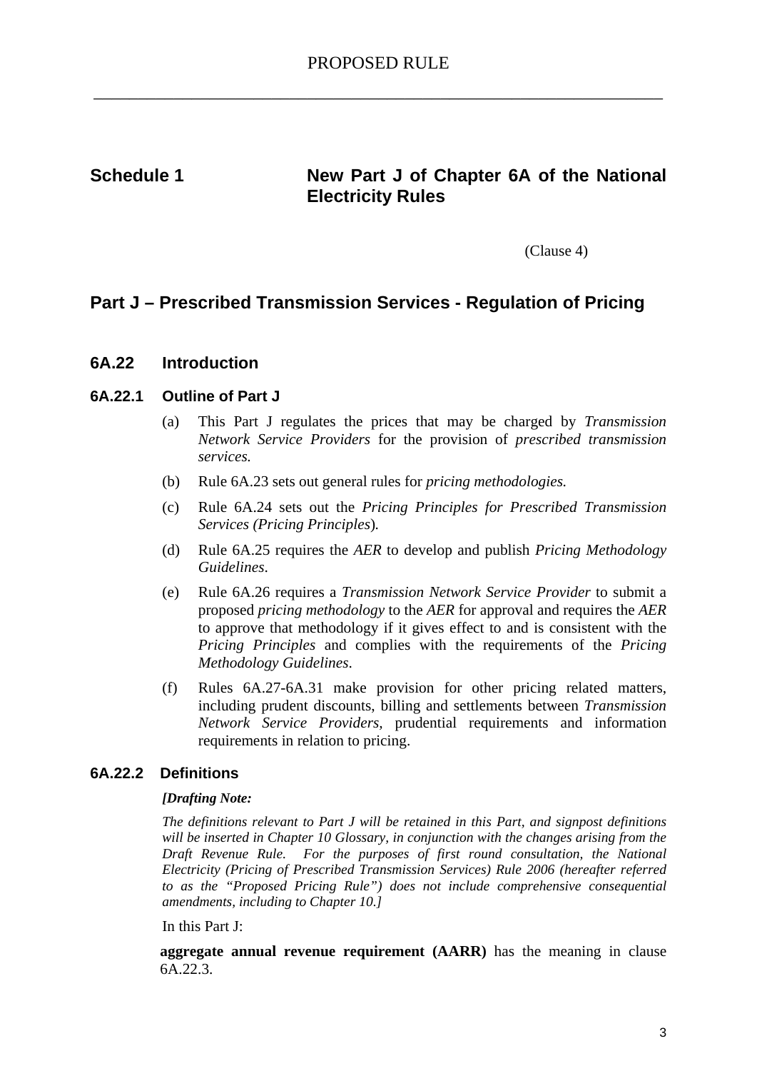PROPOSED RULE

## Schedule 1 New Part J of Chapter 6A of the National Electricity Rules

(Clause 4)

# Part J – Prescribed Transmission Services - Regulation of Pricing

## 6A.22 Introduction

### 6A.22.1 Outline of Part J

(a) This Part J regulates the prices that may be charged by *Transmission Network Service Providers* for the provision of *prescribed transmission services.*

(b) Rule 6A.23 sets out general rules for *pricing methodologies.*

(c) Rule 6A.24 sets out the *Pricing Principles for Prescribed Transmission Services (Pricing Principles*).

(d) Rule 6A.25 requires the *AER* to develop and publish *Pricing Methodology Guidelines*.

(e) Rule 6A.26 requires a *Transmission Network Service Provider* to submit a proposed *pricing methodology* to the *AER* for approval and requires the *AER* to approve that methodology if it gives effect to and is consistent with the *Pricing Principles* and complies with the requirements of the *Pricing Methodology Guidelines*.

(f) Rules 6A.27-6A.31 make provision for other pricing related matters, including prudent discounts, billing and settlements between *Transmission Network Service Providers*, prudential requirements and information requirements in relation to pricing.

### 6A.22.2 Definitions

***[Drafting Note:***

*The definitions relevant to Part J will be retained in this Part, and signpost definitions will be inserted in Chapter 10 Glossary, in conjunction with the changes arising from the Draft Revenue Rule. For the purposes of first round consultation, the National Electricity (Pricing of Prescribed Transmission Services) Rule 2006 (hereafter referred to as the "Proposed Pricing Rule") does not include comprehensive consequential amendments, including to Chapter 10.]*

In this Part J:

**aggregate annual revenue requirement (AARR)** has the meaning in clause 6A.22.3.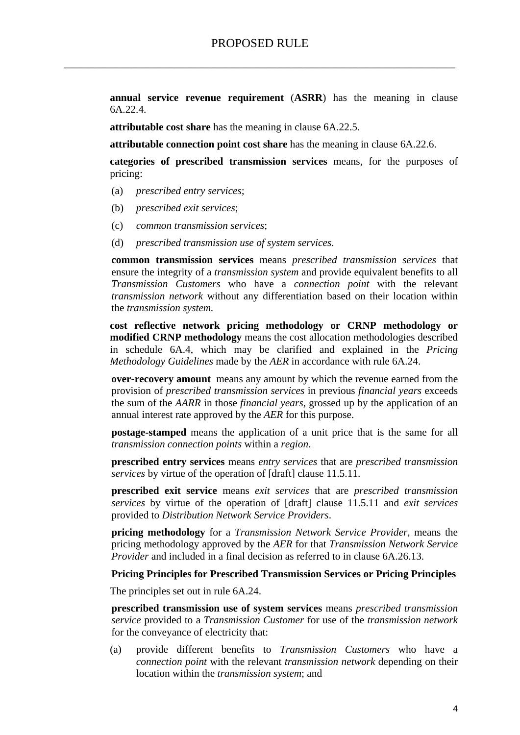**annual service revenue requirement** (**ASRR**) has the meaning in clause 6A.22.4.

**attributable cost share** has the meaning in clause 6A.22.5.

**attributable connection point cost share** has the meaning in clause 6A.22.6.

**categories of prescribed transmission services** means, for the purposes of pricing:

(a) *prescribed entry services*;

(b) *prescribed exit services*;

(c) *common transmission services*;

(d) *prescribed transmission use of system services*.

**common transmission services** means *prescribed transmission services* that ensure the integrity of a *transmission system* and provide equivalent benefits to all *Transmission Customers* who have a *connection point* with the relevant *transmission network* without any differentiation based on their location within the *transmission system.*

**cost reflective network pricing methodology or CRNP methodology or modified CRNP methodology** means the cost allocation methodologies described in schedule 6A.4, which may be clarified and explained in the *Pricing Methodology Guidelines* made by the *AER* in accordance with rule 6A.24.

**over-recovery amount** means any amount by which the revenue earned from the provision of *prescribed transmission services* in previous *financial years* exceeds the sum of the *AARR* in those *financial years*, grossed up by the application of an annual interest rate approved by the *AER* for this purpose.

**postage-stamped** means the application of a unit price that is the same for all *transmission connection points* within a *region*.

**prescribed entry services** means *entry services* that are *prescribed transmission services* by virtue of the operation of [draft] clause 11.5.11.

**prescribed exit service** means *exit services* that are *prescribed transmission services* by virtue of the operation of [draft] clause 11.5.11 and *exit services* provided to *Distribution Network Service Providers*.

**pricing methodology** for a *Transmission Network Service Provider*, means the pricing methodology approved by the *AER* for that *Transmission Network Service Provider* and included in a final decision as referred to in clause 6A.26.13.

**Pricing Principles for Prescribed Transmission Services or Pricing Principles**

The principles set out in rule 6A.24.

**prescribed transmission use of system services** means *prescribed transmission service* provided to a *Transmission Customer* for use of the *transmission network* for the conveyance of electricity that:

(a) provide different benefits to *Transmission Customers* who have a *connection point* with the relevant *transmission network* depending on their location within the *transmission system*; and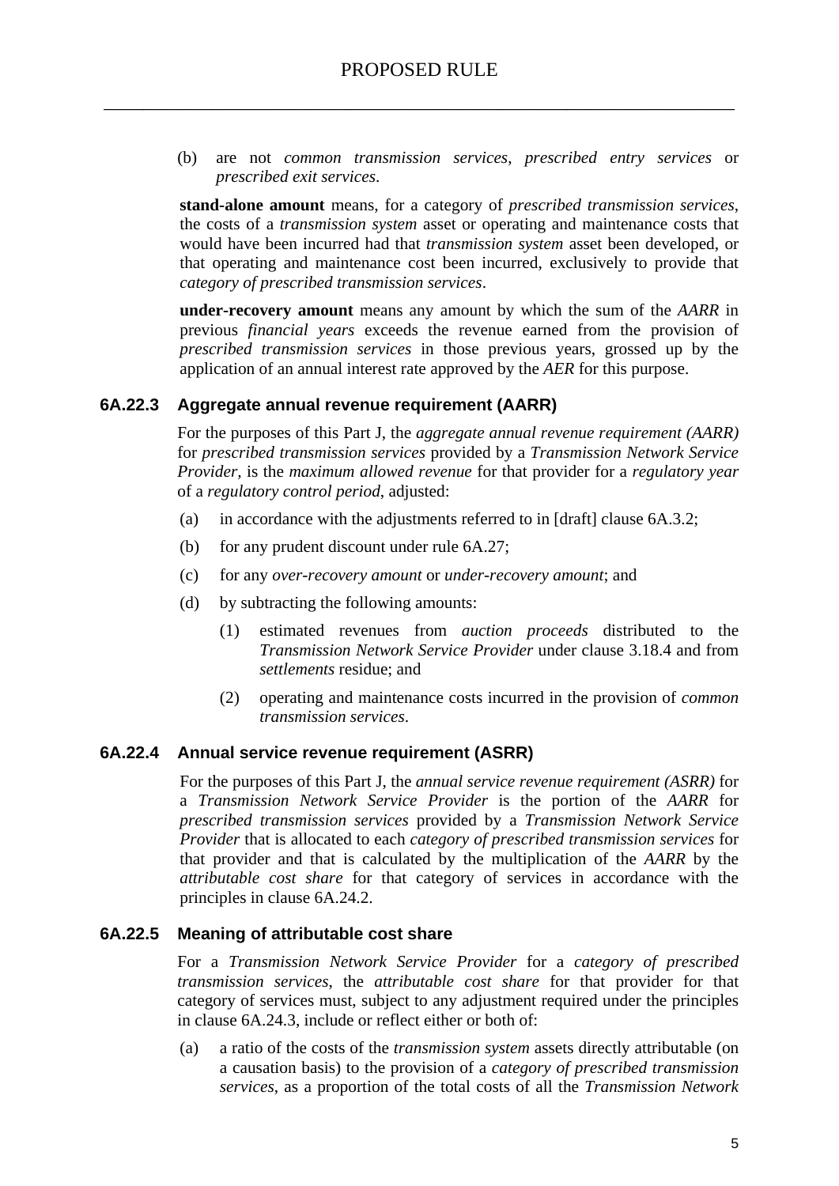(b) are not *common transmission services*, *prescribed entry services* or *prescribed exit services*.

**stand-alone amount** means, for a category of *prescribed transmission services*, the costs of a *transmission system* asset or operating and maintenance costs that would have been incurred had that *transmission system* asset been developed, or that operating and maintenance cost been incurred, exclusively to provide that *category of prescribed transmission services*.

**under-recovery amount** means any amount by which the sum of the *AARR* in previous *financial years* exceeds the revenue earned from the provision of *prescribed transmission services* in those previous years, grossed up by the application of an annual interest rate approved by the *AER* for this purpose.

### 6A.22.3 Aggregate annual revenue requirement (AARR)

For the purposes of this Part J, the *aggregate annual revenue requirement (AARR)* for *prescribed transmission services* provided by a *Transmission Network Service Provider*, is the *maximum allowed revenue* for that provider for a *regulatory year* of a *regulatory control period*, adjusted:

(a) in accordance with the adjustments referred to in [draft] clause 6A.3.2;

(b) for any prudent discount under rule 6A.27;

(c) for any *over-recovery amount* or *under-recovery amount*; and

(d) by subtracting the following amounts:

  (1) estimated revenues from *auction proceeds* distributed to the *Transmission Network Service Provider* under clause 3.18.4 and from *settlements* residue; and

  (2) operating and maintenance costs incurred in the provision of *common transmission services*.

### 6A.22.4 Annual service revenue requirement (ASRR)

For the purposes of this Part J, the *annual service revenue requirement (ASRR)* for a *Transmission Network Service Provider* is the portion of the *AARR* for *prescribed transmission services* provided by a *Transmission Network Service Provider* that is allocated to each *category of prescribed transmission services* for that provider and that is calculated by the multiplication of the *AARR* by the *attributable cost share* for that category of services in accordance with the principles in clause 6A.24.2.

### 6A.22.5 Meaning of attributable cost share

For a *Transmission Network Service Provider* for a *category of prescribed transmission services*, the *attributable cost share* for that provider for that category of services must, subject to any adjustment required under the principles in clause 6A.24.3, include or reflect either or both of:

(a) a ratio of the costs of the *transmission system* assets directly attributable (on a causation basis) to the provision of a *category of prescribed transmission services*, as a proportion of the total costs of all the *Transmission Network*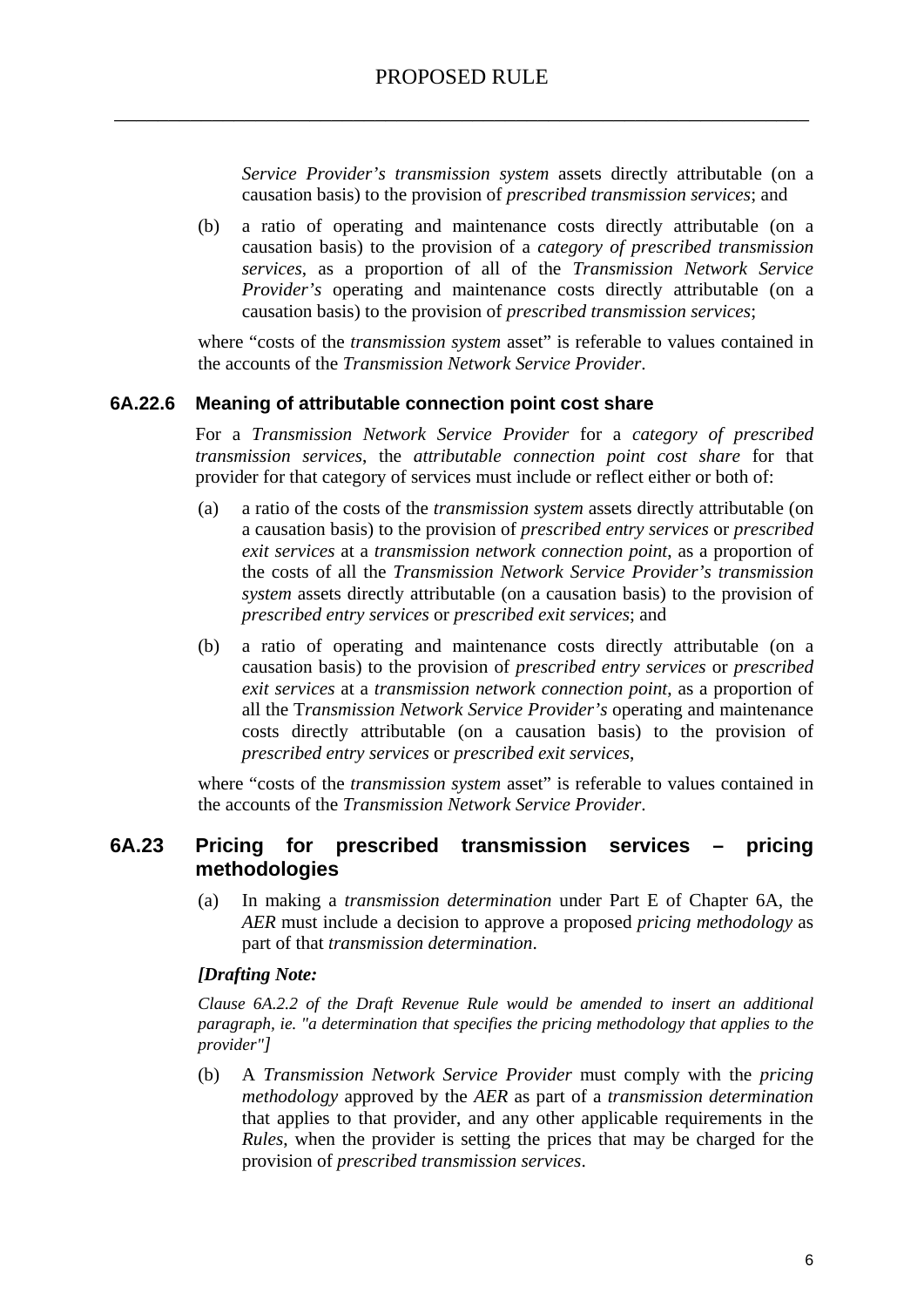*Service Provider's transmission system* assets directly attributable (on a causation basis) to the provision of *prescribed transmission services*; and

(b) a ratio of operating and maintenance costs directly attributable (on a causation basis) to the provision of a *category of prescribed transmission services*, as a proportion of all of the *Transmission Network Service Provider's* operating and maintenance costs directly attributable (on a causation basis) to the provision of *prescribed transmission services*;

where "costs of the *transmission system* asset" is referable to values contained in the accounts of the *Transmission Network Service Provider*.

### 6A.22.6 Meaning of attributable connection point cost share

For a *Transmission Network Service Provider* for a *category of prescribed transmission services*, the *attributable connection point cost share* for that provider for that category of services must include or reflect either or both of:

(a) a ratio of the costs of the *transmission system* assets directly attributable (on a causation basis) to the provision of *prescribed entry services* or *prescribed exit services* at a *transmission network connection point*, as a proportion of the costs of all the *Transmission Network Service Provider's transmission system* assets directly attributable (on a causation basis) to the provision of *prescribed entry services* or *prescribed exit services*; and

(b) a ratio of operating and maintenance costs directly attributable (on a causation basis) to the provision of *prescribed entry services* or *prescribed exit services* at a *transmission network connection point*, as a proportion of all the T*ransmission Network Service Provider's* operating and maintenance costs directly attributable (on a causation basis) to the provision of *prescribed entry services* or *prescribed exit services*,

where "costs of the *transmission system* asset" is referable to values contained in the accounts of the *Transmission Network Service Provider*.

## 6A.23 Pricing for prescribed transmission services – pricing methodologies

(a) In making a *transmission determination* under Part E of Chapter 6A, the *AER* must include a decision to approve a proposed *pricing methodology* as part of that *transmission determination*.

***[Drafting Note:***

*Clause 6A.2.2 of the Draft Revenue Rule would be amended to insert an additional paragraph, ie. "a determination that specifies the pricing methodology that applies to the provider"]*

(b) A *Transmission Network Service Provider* must comply with the *pricing methodology* approved by the *AER* as part of a *transmission determination* that applies to that provider, and any other applicable requirements in the *Rules*, when the provider is setting the prices that may be charged for the provision of *prescribed transmission services*.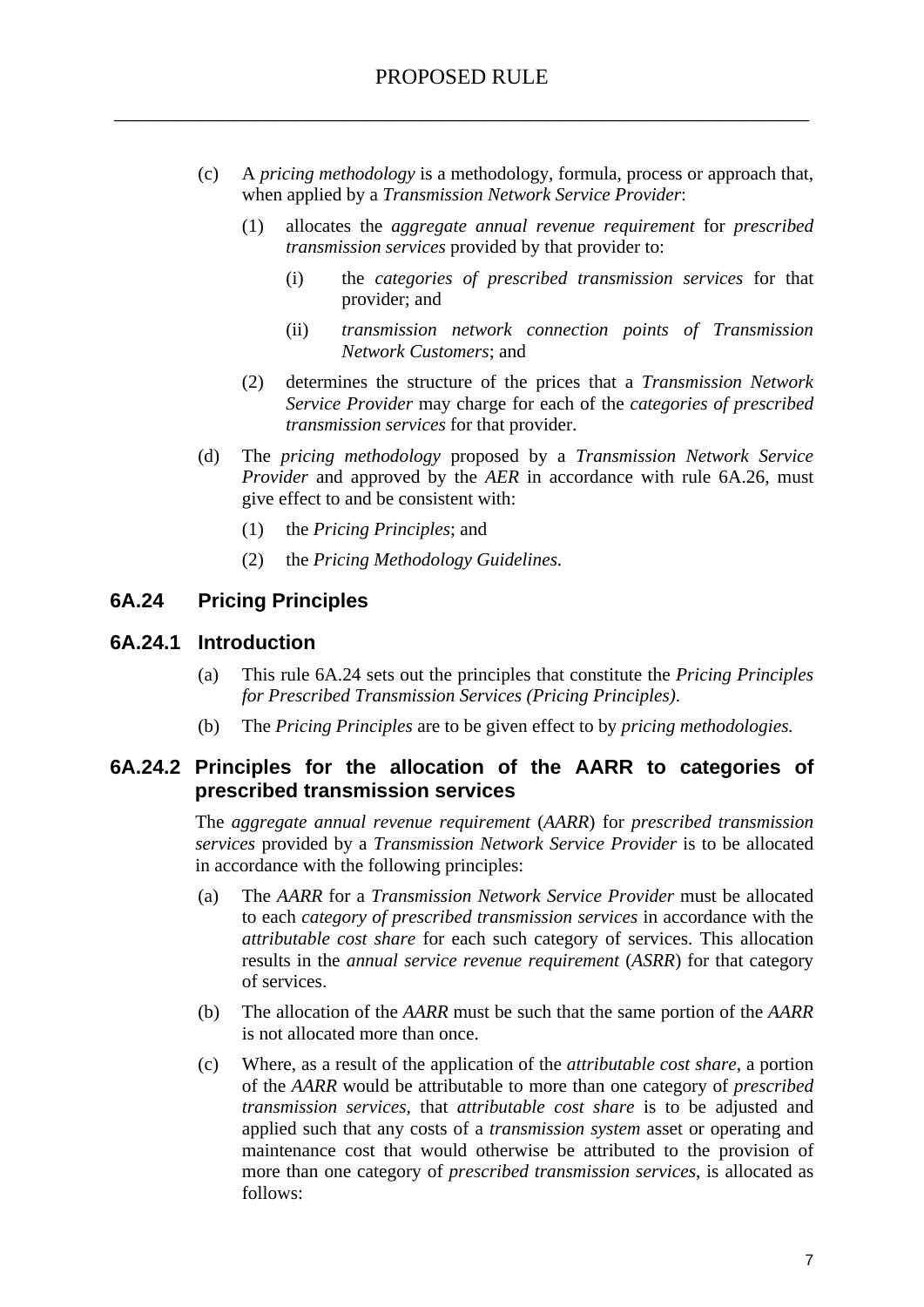(c) A *pricing methodology* is a methodology, formula, process or approach that, when applied by a *Transmission Network Service Provider*:

   (1) allocates the *aggregate annual revenue requirement* for *prescribed transmission services* provided by that provider to:

      (i) the *categories of prescribed transmission services* for that provider; and

      (ii) *transmission network connection points of Transmission Network Customers*; and

   (2) determines the structure of the prices that a *Transmission Network Service Provider* may charge for each of the *categories of prescribed transmission services* for that provider.

(d) The *pricing methodology* proposed by a *Transmission Network Service Provider* and approved by the *AER* in accordance with rule 6A.26, must give effect to and be consistent with:

   (1) the *Pricing Principles*; and

   (2) the *Pricing Methodology Guidelines.*

## 6A.24 Pricing Principles

### 6A.24.1 Introduction

(a) This rule 6A.24 sets out the principles that constitute the *Pricing Principles for Prescribed Transmission Services (Pricing Principles)*.

(b) The *Pricing Principles* are to be given effect to by *pricing methodologies.*

### 6A.24.2 Principles for the allocation of the AARR to categories of prescribed transmission services

The *aggregate annual revenue requirement* (*AARR*) for *prescribed transmission services* provided by a *Transmission Network Service Provider* is to be allocated in accordance with the following principles:

(a) The *AARR* for a *Transmission Network Service Provider* must be allocated to each *category of prescribed transmission services* in accordance with the *attributable cost share* for each such category of services. This allocation results in the *annual service revenue requirement* (*ASRR*) for that category of services.

(b) The allocation of the *AARR* must be such that the same portion of the *AARR* is not allocated more than once.

(c) Where, as a result of the application of the *attributable cost share*, a portion of the *AARR* would be attributable to more than one category of *prescribed transmission services,* that *attributable cost share* is to be adjusted and applied such that any costs of a *transmission system* asset or operating and maintenance cost that would otherwise be attributed to the provision of more than one category of *prescribed transmission services*, is allocated as follows: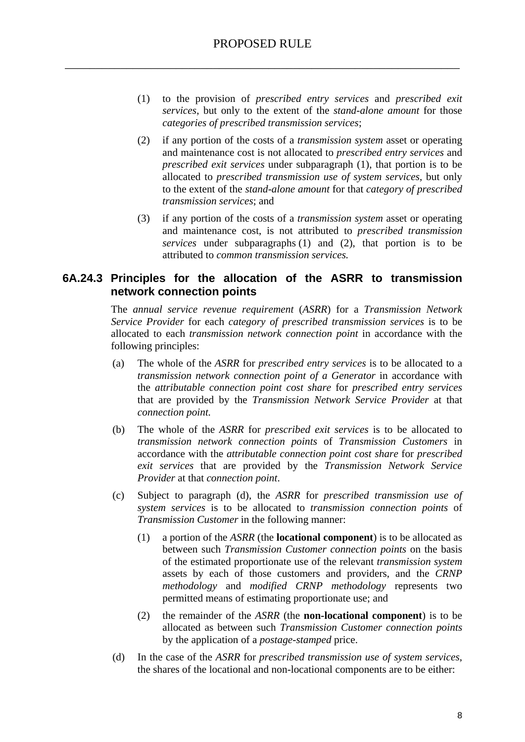(1) to the provision of *prescribed entry services* and *prescribed exit services*, but only to the extent of the *stand-alone amount* for those *categories of prescribed transmission services*;

(2) if any portion of the costs of a *transmission system* asset or operating and maintenance cost is not allocated to *prescribed entry services* and *prescribed exit services* under subparagraph (1), that portion is to be allocated to *prescribed transmission use of system services*, but only to the extent of the *stand-alone amount* for that *category of prescribed transmission services*; and

(3) if any portion of the costs of a *transmission system* asset or operating and maintenance cost, is not attributed to *prescribed transmission services* under subparagraphs (1) and (2), that portion is to be attributed to *common transmission services.*

### 6A.24.3 Principles for the allocation of the ASRR to transmission network connection points

The *annual service revenue requirement* (*ASRR*) for a *Transmission Network Service Provider* for each *category of prescribed transmission services* is to be allocated to each *transmission network connection point* in accordance with the following principles:

(a) The whole of the *ASRR* for *prescribed entry services* is to be allocated to a *transmission network connection point of a Generator* in accordance with the *attributable connection point cost share* for *prescribed entry services* that are provided by the *Transmission Network Service Provider* at that *connection point.*

(b) The whole of the *ASRR* for *prescribed exit services* is to be allocated to *transmission network connection points* of *Transmission Customers* in accordance with the *attributable connection point cost share* for *prescribed exit services* that are provided by the *Transmission Network Service Provider* at that *connection point*.

(c) Subject to paragraph (d), the *ASRR* for *prescribed transmission use of system services* is to be allocated to *transmission connection points* of *Transmission Customer* in the following manner:

(1) a portion of the *ASRR* (the **locational component**) is to be allocated as between such *Transmission Customer connection points* on the basis of the estimated proportionate use of the relevant *transmission system* assets by each of those customers and providers, and the *CRNP methodology* and *modified CRNP methodology* represents two permitted means of estimating proportionate use; and

(2) the remainder of the *ASRR* (the **non-locational component**) is to be allocated as between such *Transmission Customer connection points* by the application of a *postage-stamped* price.

(d) In the case of the *ASRR* for *prescribed transmission use of system services*, the shares of the locational and non-locational components are to be either: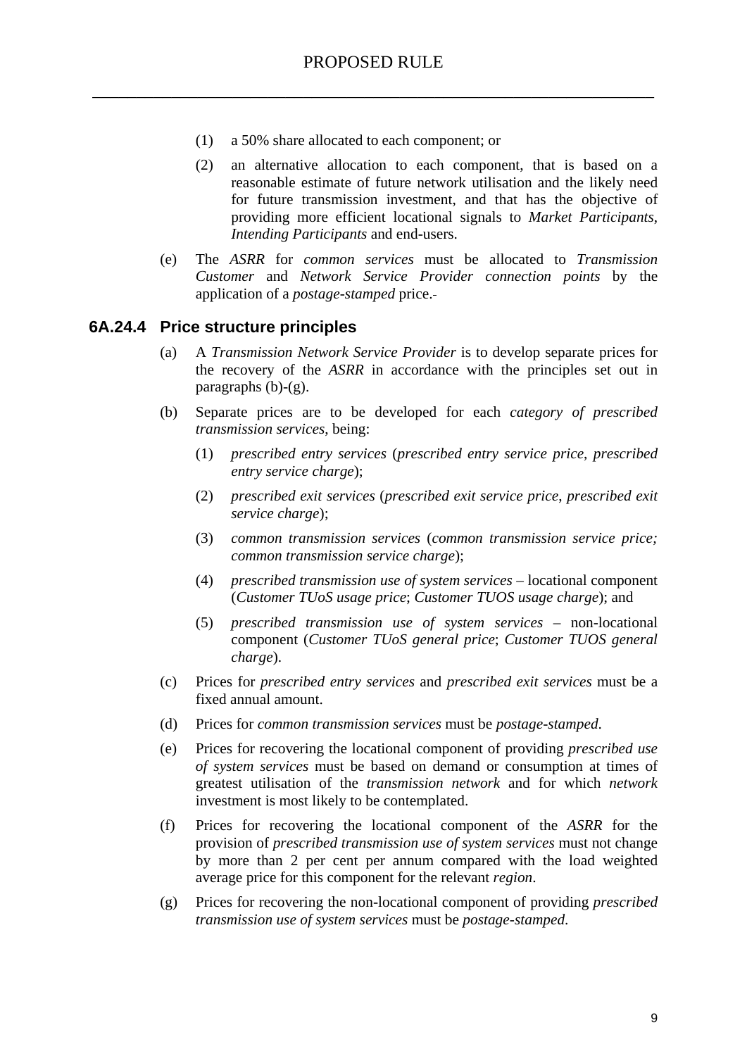(1) a 50% share allocated to each component; or

(2) an alternative allocation to each component, that is based on a reasonable estimate of future network utilisation and the likely need for future transmission investment, and that has the objective of providing more efficient locational signals to *Market Participants*, *Intending Participants* and end-users.

(e) The *ASRR* for *common services* must be allocated to *Transmission Customer* and *Network Service Provider connection points* by the application of a *postage-stamped* price.

### 6A.24.4 Price structure principles

(a) A *Transmission Network Service Provider* is to develop separate prices for the recovery of the *ASRR* in accordance with the principles set out in paragraphs (b)-(g).

(b) Separate prices are to be developed for each *category of prescribed transmission services*, being:

(1) *prescribed entry services* (*prescribed entry service price*, *prescribed entry service charge*);

(2) *prescribed exit services* (*prescribed exit service price*, *prescribed exit service charge*);

(3) *common transmission services* (*common transmission service price; common transmission service charge*);

(4) *prescribed transmission use of system services* – locational component (*Customer TUoS usage price*; *Customer TUOS usage charge*); and

(5) *prescribed transmission use of system services* – non-locational component (*Customer TUoS general price*; *Customer TUOS general charge*).

(c) Prices for *prescribed entry services* and *prescribed exit services* must be a fixed annual amount.

(d) Prices for *common transmission services* must be *postage-stamped*.

(e) Prices for recovering the locational component of providing *prescribed use of system services* must be based on demand or consumption at times of greatest utilisation of the *transmission network* and for which *network* investment is most likely to be contemplated.

(f) Prices for recovering the locational component of the *ASRR* for the provision of *prescribed transmission use of system services* must not change by more than 2 per cent per annum compared with the load weighted average price for this component for the relevant *region*.

(g) Prices for recovering the non-locational component of providing *prescribed transmission use of system services* must be *postage-stamped*.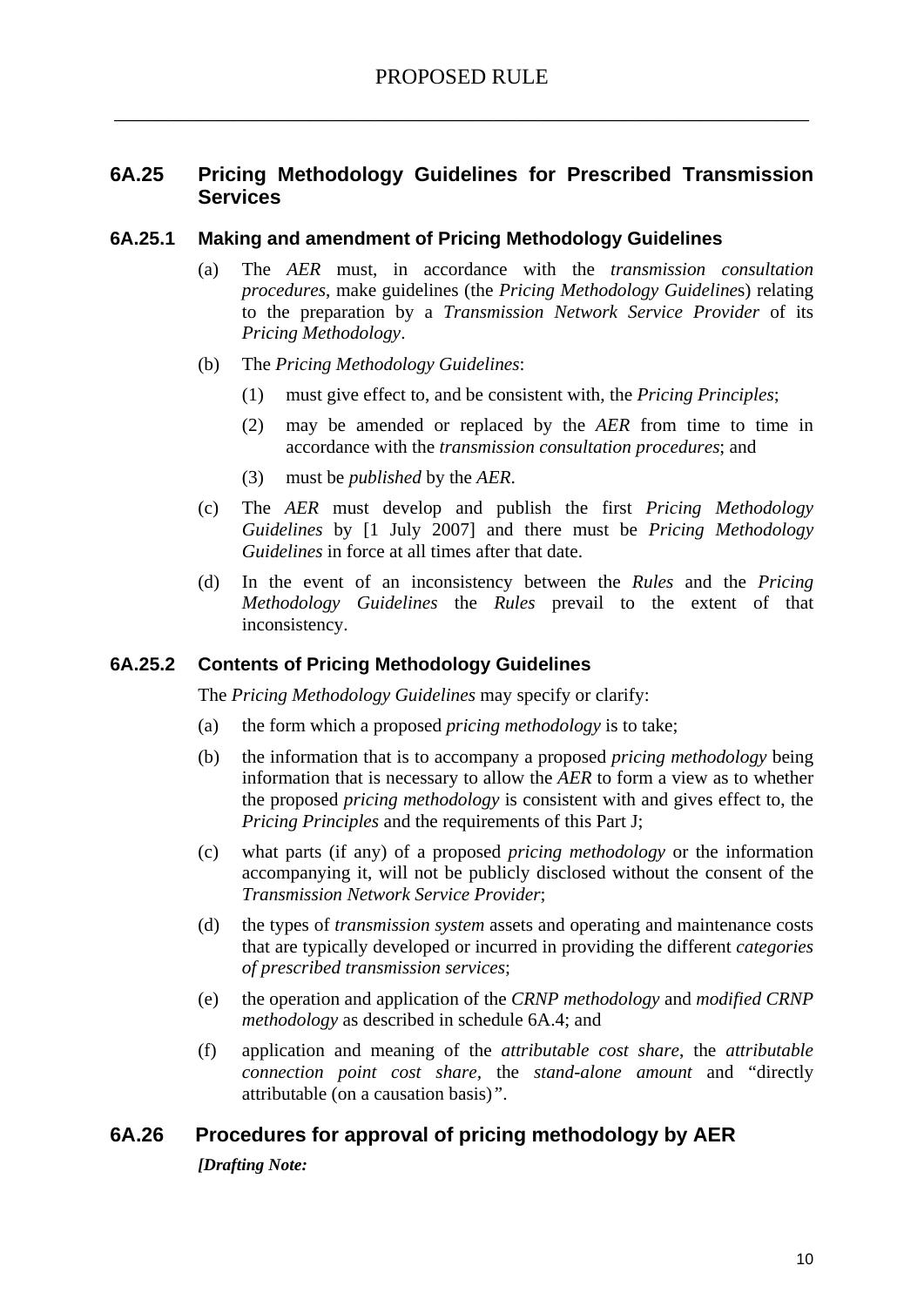## 6A.25 Pricing Methodology Guidelines for Prescribed Transmission Services

### 6A.25.1 Making and amendment of Pricing Methodology Guidelines

(a) The *AER* must, in accordance with the *transmission consultation procedures*, make guidelines (the *Pricing Methodology Guidelines*) relating to the preparation by a *Transmission Network Service Provider* of its *Pricing Methodology*.

(b) The *Pricing Methodology Guidelines*:

(1) must give effect to, and be consistent with, the *Pricing Principles*;

(2) may be amended or replaced by the *AER* from time to time in accordance with the *transmission consultation procedures*; and

(3) must be *published* by the *AER*.

(c) The *AER* must develop and publish the first *Pricing Methodology Guidelines* by [1 July 2007] and there must be *Pricing Methodology Guidelines* in force at all times after that date.

(d) In the event of an inconsistency between the *Rules* and the *Pricing Methodology Guidelines* the *Rules* prevail to the extent of that inconsistency.

### 6A.25.2 Contents of Pricing Methodology Guidelines

The *Pricing Methodology Guidelines* may specify or clarify:

(a) the form which a proposed *pricing methodology* is to take;

(b) the information that is to accompany a proposed *pricing methodology* being information that is necessary to allow the *AER* to form a view as to whether the proposed *pricing methodology* is consistent with and gives effect to, the *Pricing Principles* and the requirements of this Part J;

(c) what parts (if any) of a proposed *pricing methodology* or the information accompanying it, will not be publicly disclosed without the consent of the *Transmission Network Service Provider*;

(d) the types of *transmission system* assets and operating and maintenance costs that are typically developed or incurred in providing the different *categories of prescribed transmission services*;

(e) the operation and application of the *CRNP methodology* and *modified CRNP methodology* as described in schedule 6A.4; and

(f) application and meaning of the *attributable cost share*, the *attributable connection point cost share,* the *stand-alone amount* and "directly attributable (on a causation basis)".

## 6A.26 Procedures for approval of pricing methodology by AER

***[Drafting Note:***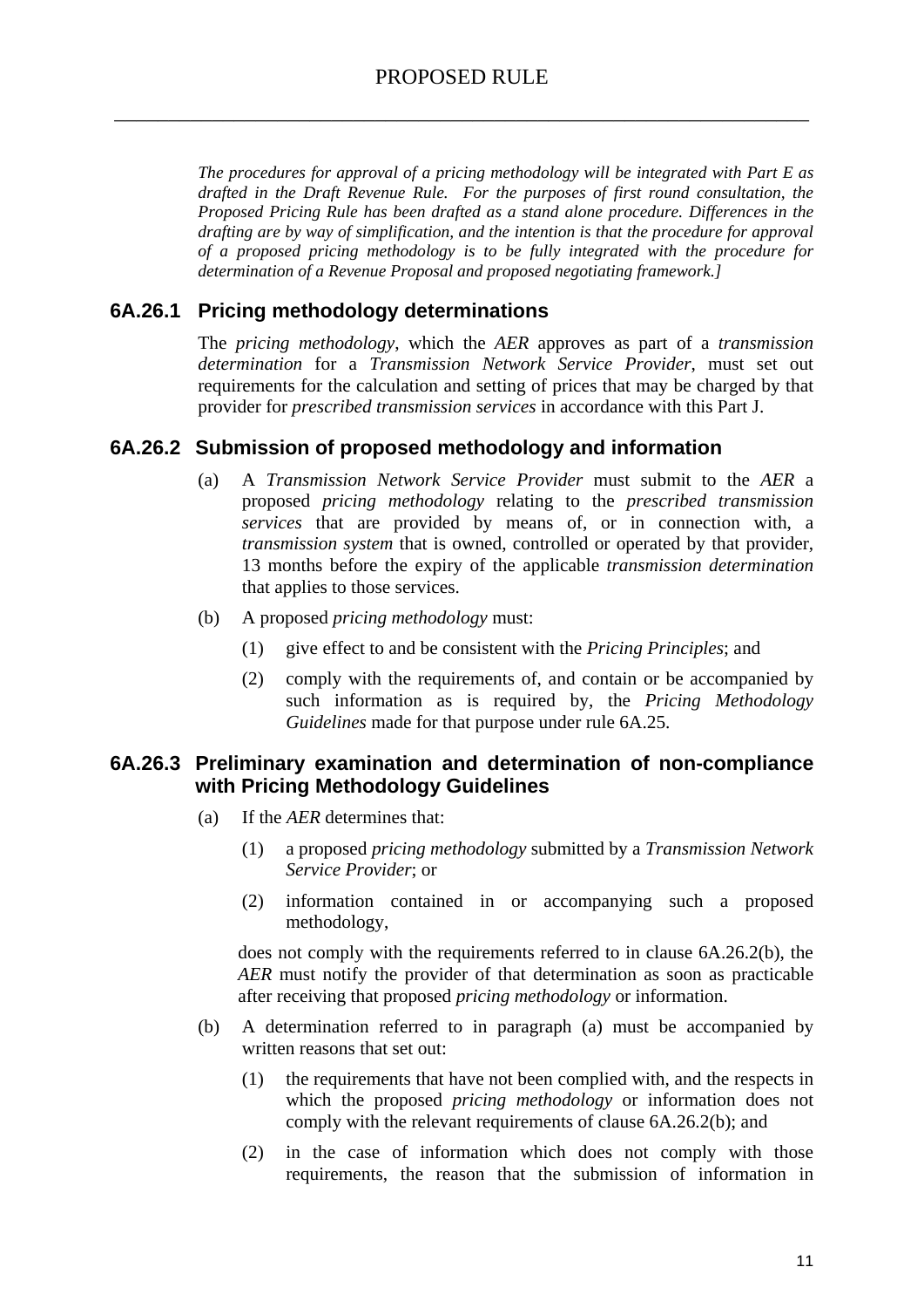*The procedures for approval of a pricing methodology will be integrated with Part E as drafted in the Draft Revenue Rule. For the purposes of first round consultation, the Proposed Pricing Rule has been drafted as a stand alone procedure. Differences in the drafting are by way of simplification, and the intention is that the procedure for approval of a proposed pricing methodology is to be fully integrated with the procedure for determination of a Revenue Proposal and proposed negotiating framework.]*

### 6A.26.1 Pricing methodology determinations

The *pricing methodology*, which the *AER* approves as part of a *transmission determination* for a *Transmission Network Service Provider*, must set out requirements for the calculation and setting of prices that may be charged by that provider for *prescribed transmission services* in accordance with this Part J.

### 6A.26.2 Submission of proposed methodology and information

(a) A *Transmission Network Service Provider* must submit to the *AER* a proposed *pricing methodology* relating to the *prescribed transmission services* that are provided by means of, or in connection with, a *transmission system* that is owned, controlled or operated by that provider, 13 months before the expiry of the applicable *transmission determination* that applies to those services.

(b) A proposed *pricing methodology* must:

(1) give effect to and be consistent with the *Pricing Principles*; and

(2) comply with the requirements of, and contain or be accompanied by such information as is required by, the *Pricing Methodology Guidelines* made for that purpose under rule 6A.25.

### 6A.26.3 Preliminary examination and determination of non-compliance with Pricing Methodology Guidelines

(a) If the *AER* determines that:

(1) a proposed *pricing methodology* submitted by a *Transmission Network Service Provider*; or

(2) information contained in or accompanying such a proposed methodology,

does not comply with the requirements referred to in clause 6A.26.2(b), the *AER* must notify the provider of that determination as soon as practicable after receiving that proposed *pricing methodology* or information.

(b) A determination referred to in paragraph (a) must be accompanied by written reasons that set out:

(1) the requirements that have not been complied with, and the respects in which the proposed *pricing methodology* or information does not comply with the relevant requirements of clause 6A.26.2(b); and

(2) in the case of information which does not comply with those requirements, the reason that the submission of information in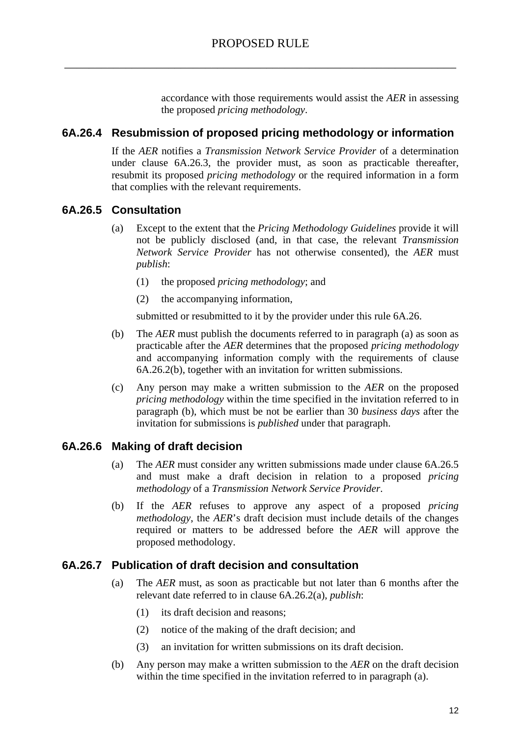accordance with those requirements would assist the *AER* in assessing the proposed *pricing methodology*.

### 6A.26.4 Resubmission of proposed pricing methodology or information

If the *AER* notifies a *Transmission Network Service Provider* of a determination under clause 6A.26.3, the provider must, as soon as practicable thereafter, resubmit its proposed *pricing methodology* or the required information in a form that complies with the relevant requirements.

### 6A.26.5 Consultation

(a) Except to the extent that the *Pricing Methodology Guidelines* provide it will not be publicly disclosed (and, in that case, the relevant *Transmission Network Service Provider* has not otherwise consented), the *AER* must *publish*:

(1) the proposed *pricing methodology*; and

(2) the accompanying information,

submitted or resubmitted to it by the provider under this rule 6A.26.

(b) The *AER* must publish the documents referred to in paragraph (a) as soon as practicable after the *AER* determines that the proposed *pricing methodology* and accompanying information comply with the requirements of clause 6A.26.2(b), together with an invitation for written submissions.

(c) Any person may make a written submission to the *AER* on the proposed *pricing methodology* within the time specified in the invitation referred to in paragraph (b), which must be not be earlier than 30 *business days* after the invitation for submissions is *published* under that paragraph.

### 6A.26.6 Making of draft decision

(a) The *AER* must consider any written submissions made under clause 6A.26.5 and must make a draft decision in relation to a proposed *pricing methodology* of a *Transmission Network Service Provider*.

(b) If the *AER* refuses to approve any aspect of a proposed *pricing methodology*, the *AER*'s draft decision must include details of the changes required or matters to be addressed before the *AER* will approve the proposed methodology.

### 6A.26.7 Publication of draft decision and consultation

(a) The *AER* must, as soon as practicable but not later than 6 months after the relevant date referred to in clause 6A.26.2(a), *publish*:

(1) its draft decision and reasons;

(2) notice of the making of the draft decision; and

(3) an invitation for written submissions on its draft decision.

(b) Any person may make a written submission to the *AER* on the draft decision within the time specified in the invitation referred to in paragraph (a).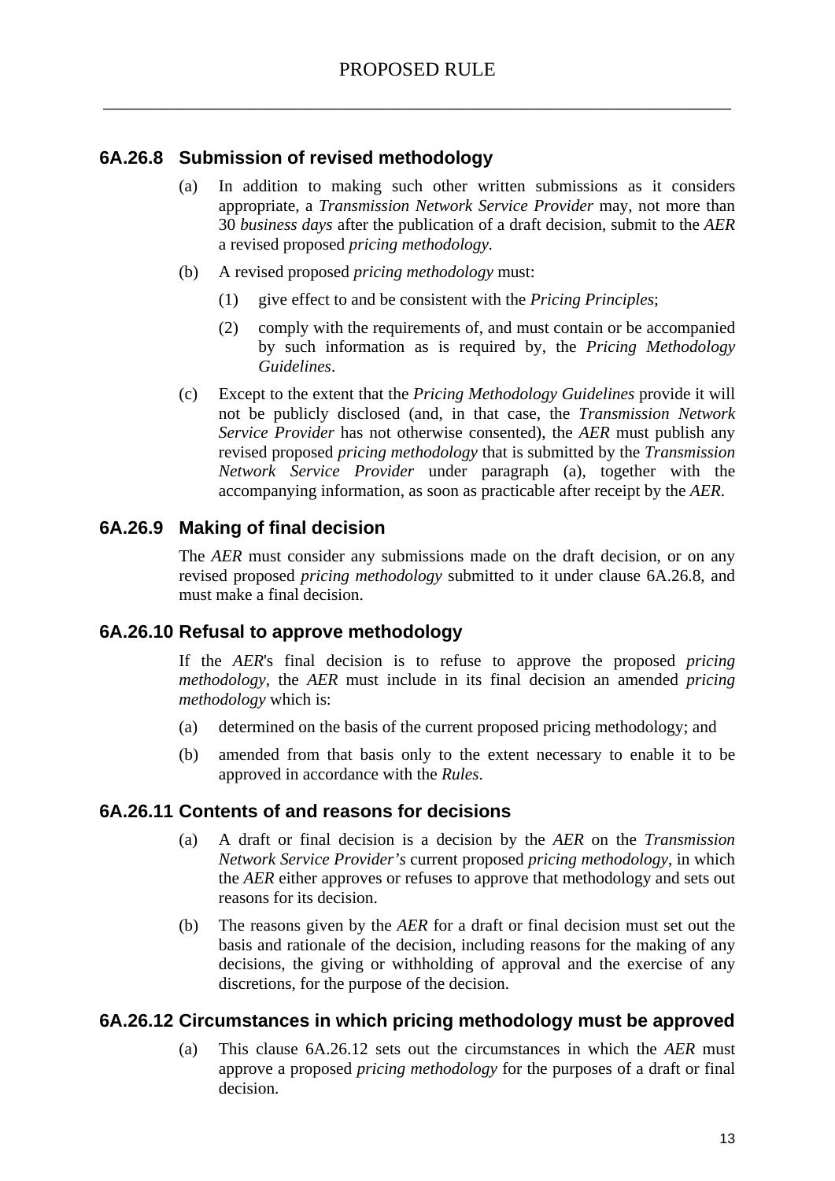### 6A.26.8 Submission of revised methodology

(a) In addition to making such other written submissions as it considers appropriate, a *Transmission Network Service Provider* may, not more than 30 *business days* after the publication of a draft decision, submit to the *AER* a revised proposed *pricing methodology*.

(b) A revised proposed *pricing methodology* must:

(1) give effect to and be consistent with the *Pricing Principles*;

(2) comply with the requirements of, and must contain or be accompanied by such information as is required by, the *Pricing Methodology Guidelines*.

(c) Except to the extent that the *Pricing Methodology Guidelines* provide it will not be publicly disclosed (and, in that case, the *Transmission Network Service Provider* has not otherwise consented), the *AER* must publish any revised proposed *pricing methodology* that is submitted by the *Transmission Network Service Provider* under paragraph (a), together with the accompanying information, as soon as practicable after receipt by the *AER*.

### 6A.26.9 Making of final decision

The *AER* must consider any submissions made on the draft decision, or on any revised proposed *pricing methodology* submitted to it under clause 6A.26.8, and must make a final decision.

### 6A.26.10 Refusal to approve methodology

If the *AER*'s final decision is to refuse to approve the proposed *pricing methodology*, the *AER* must include in its final decision an amended *pricing methodology* which is:

(a) determined on the basis of the current proposed pricing methodology; and

(b) amended from that basis only to the extent necessary to enable it to be approved in accordance with the *Rules*.

### 6A.26.11 Contents of and reasons for decisions

(a) A draft or final decision is a decision by the *AER* on the *Transmission Network Service Provider's* current proposed *pricing methodology*, in which the *AER* either approves or refuses to approve that methodology and sets out reasons for its decision.

(b) The reasons given by the *AER* for a draft or final decision must set out the basis and rationale of the decision, including reasons for the making of any decisions, the giving or withholding of approval and the exercise of any discretions, for the purpose of the decision.

### 6A.26.12 Circumstances in which pricing methodology must be approved

(a) This clause 6A.26.12 sets out the circumstances in which the *AER* must approve a proposed *pricing methodology* for the purposes of a draft or final decision.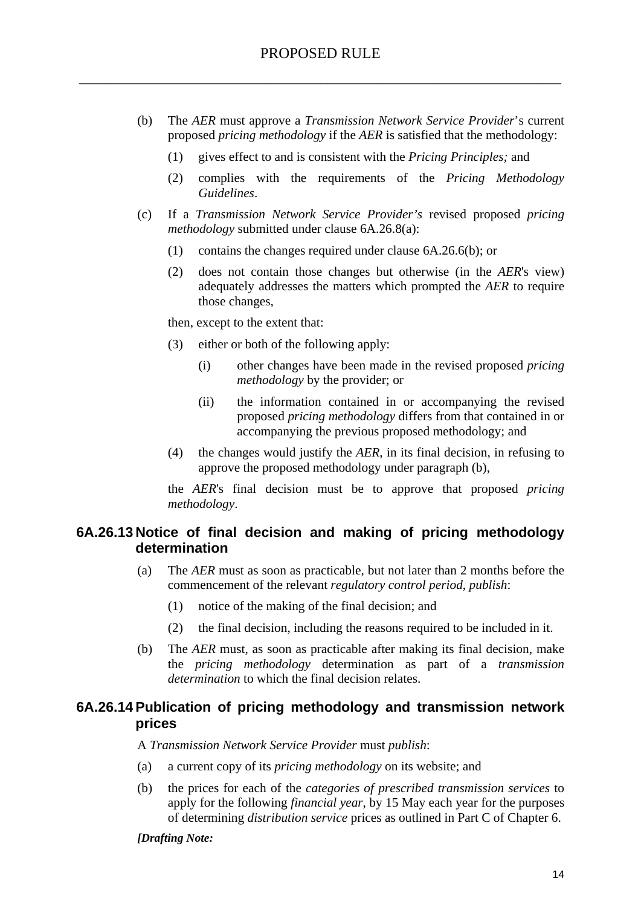(b) The *AER* must approve a *Transmission Network Service Provider*'s current proposed *pricing methodology* if the *AER* is satisfied that the methodology:

   (1) gives effect to and is consistent with the *Pricing Principles;* and

   (2) complies with the requirements of the *Pricing Methodology Guidelines*.

(c) If a *Transmission Network Service Provider's* revised proposed *pricing methodology* submitted under clause 6A.26.8(a):

   (1) contains the changes required under clause 6A.26.6(b); or

   (2) does not contain those changes but otherwise (in the *AER*'s view) adequately addresses the matters which prompted the *AER* to require those changes,

   then, except to the extent that:

   (3) either or both of the following apply:

      (i) other changes have been made in the revised proposed *pricing methodology* by the provider; or

      (ii) the information contained in or accompanying the revised proposed *pricing methodology* differs from that contained in or accompanying the previous proposed methodology; and

   (4) the changes would justify the *AER*, in its final decision, in refusing to approve the proposed methodology under paragraph (b),

   the *AER*'s final decision must be to approve that proposed *pricing methodology*.

## 6A.26.13 Notice of final decision and making of pricing methodology determination

(a) The *AER* must as soon as practicable, but not later than 2 months before the commencement of the relevant *regulatory control period*, *publish*:

   (1) notice of the making of the final decision; and

   (2) the final decision, including the reasons required to be included in it.

(b) The *AER* must, as soon as practicable after making its final decision, make the *pricing methodology* determination as part of a *transmission determination* to which the final decision relates.

## 6A.26.14 Publication of pricing methodology and transmission network prices

A *Transmission Network Service Provider* must *publish*:

(a) a current copy of its *pricing methodology* on its website; and

(b) the prices for each of the *categories of prescribed transmission services* to apply for the following *financial year*, by 15 May each year for the purposes of determining *distribution service* prices as outlined in Part C of Chapter 6.

***[Drafting Note:***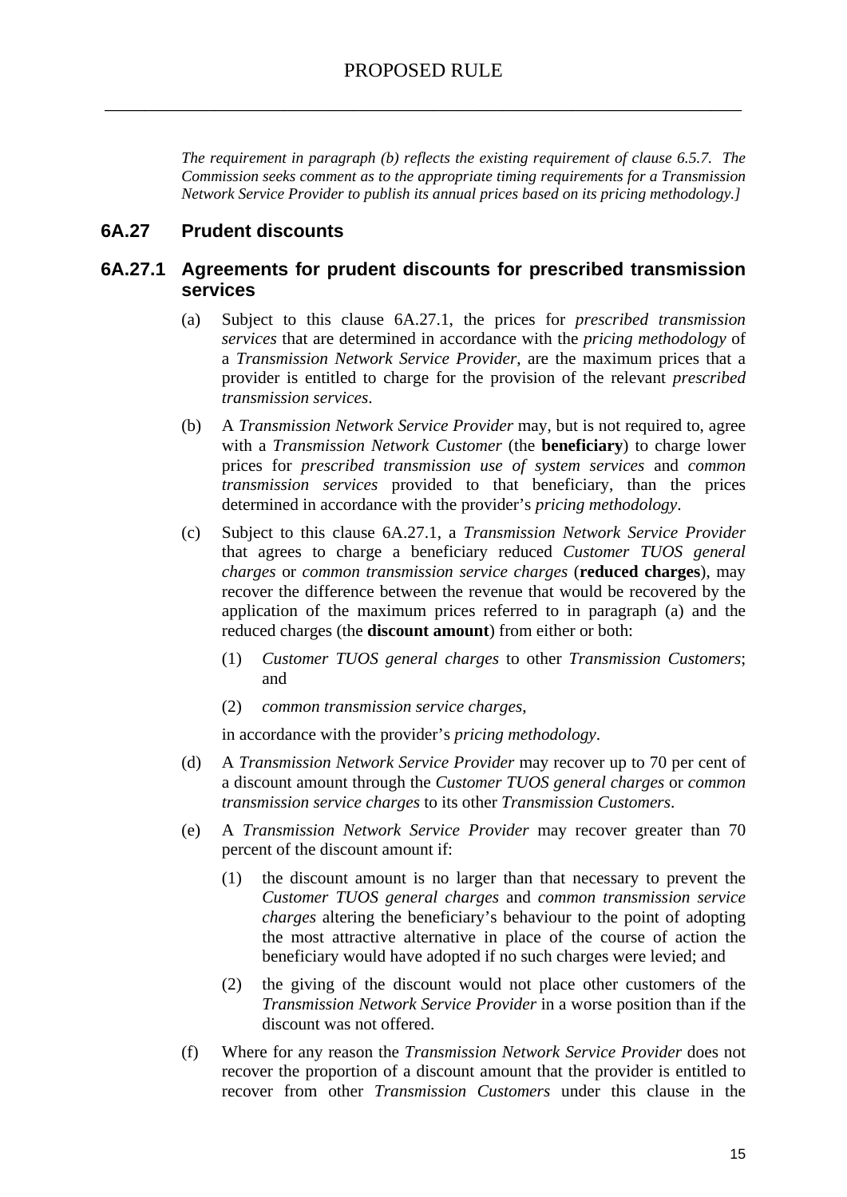*The requirement in paragraph (b) reflects the existing requirement of clause 6.5.7. The Commission seeks comment as to the appropriate timing requirements for a Transmission Network Service Provider to publish its annual prices based on its pricing methodology.]*

## 6A.27 Prudent discounts

### 6A.27.1 Agreements for prudent discounts for prescribed transmission services

(a) Subject to this clause 6A.27.1, the prices for *prescribed transmission services* that are determined in accordance with the *pricing methodology* of a *Transmission Network Service Provider*, are the maximum prices that a provider is entitled to charge for the provision of the relevant *prescribed transmission services*.

(b) A *Transmission Network Service Provider* may, but is not required to, agree with a *Transmission Network Customer* (the **beneficiary**) to charge lower prices for *prescribed transmission use of system services* and *common transmission services* provided to that beneficiary, than the prices determined in accordance with the provider's *pricing methodology*.

(c) Subject to this clause 6A.27.1, a *Transmission Network Service Provider* that agrees to charge a beneficiary reduced *Customer TUOS general charges* or *common transmission service charges* (**reduced charges**), may recover the difference between the revenue that would be recovered by the application of the maximum prices referred to in paragraph (a) and the reduced charges (the **discount amount**) from either or both:

   (1) *Customer TUOS general charges* to other *Transmission Customers*; and

   (2) *common transmission service charges*,

   in accordance with the provider's *pricing methodology*.

(d) A *Transmission Network Service Provider* may recover up to 70 per cent of a discount amount through the *Customer TUOS general charges* or *common transmission service charges* to its other *Transmission Customers*.

(e) A *Transmission Network Service Provider* may recover greater than 70 percent of the discount amount if:

   (1) the discount amount is no larger than that necessary to prevent the *Customer TUOS general charges* and *common transmission service charges* altering the beneficiary's behaviour to the point of adopting the most attractive alternative in place of the course of action the beneficiary would have adopted if no such charges were levied; and

   (2) the giving of the discount would not place other customers of the *Transmission Network Service Provider* in a worse position than if the discount was not offered.

(f) Where for any reason the *Transmission Network Service Provider* does not recover the proportion of a discount amount that the provider is entitled to recover from other *Transmission Customers* under this clause in the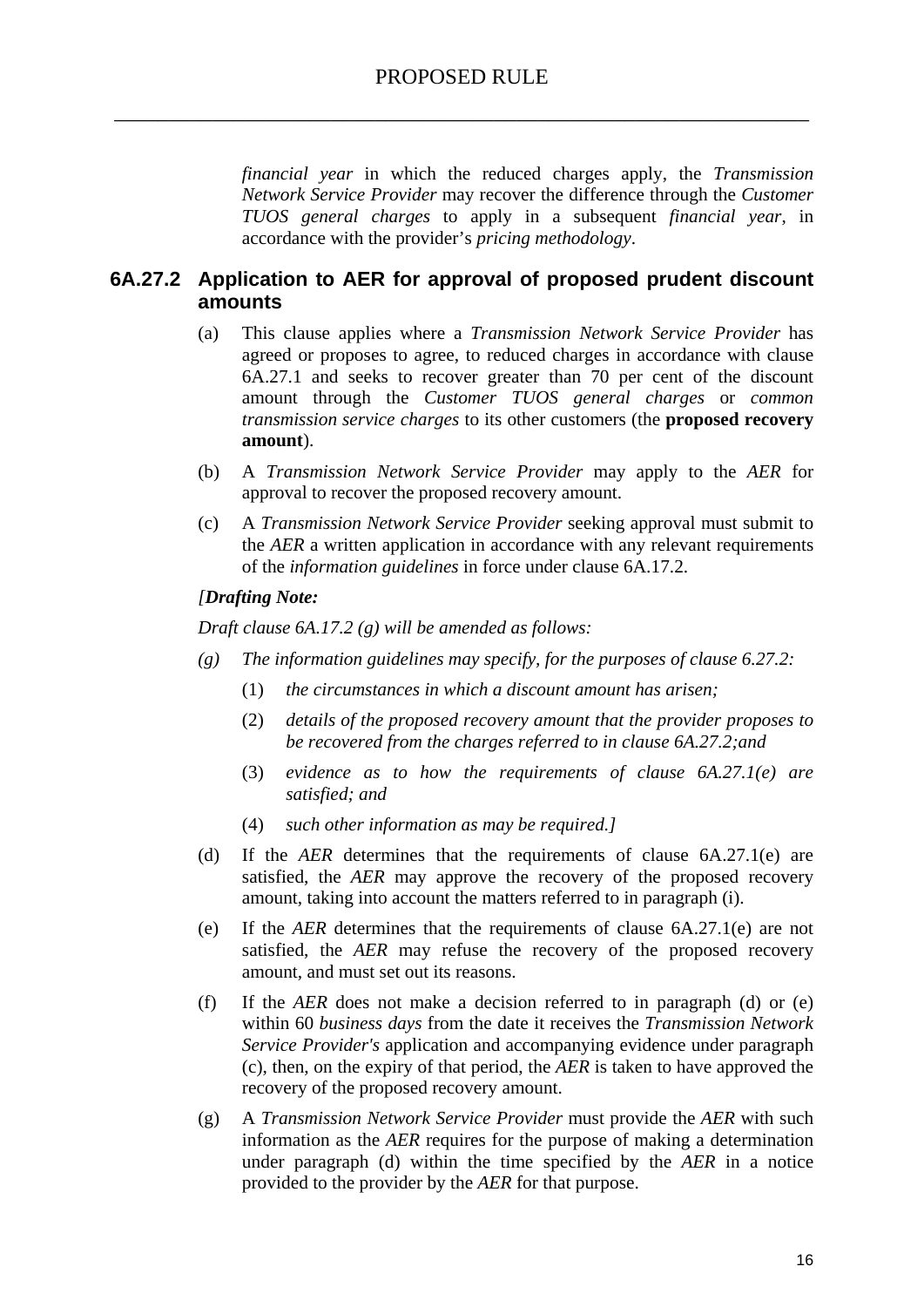*financial year* in which the reduced charges apply, the *Transmission Network Service Provider* may recover the difference through the *Customer TUOS general charges* to apply in a subsequent *financial year*, in accordance with the provider's *pricing methodology*.

### 6A.27.2 Application to AER for approval of proposed prudent discount amounts

(a) This clause applies where a *Transmission Network Service Provider* has agreed or proposes to agree, to reduced charges in accordance with clause 6A.27.1 and seeks to recover greater than 70 per cent of the discount amount through the *Customer TUOS general charges* or *common transmission service charges* to its other customers (the **proposed recovery amount**).

(b) A *Transmission Network Service Provider* may apply to the *AER* for approval to recover the proposed recovery amount.

(c) A *Transmission Network Service Provider* seeking approval must submit to the *AER* a written application in accordance with any relevant requirements of the *information guidelines* in force under clause 6A.17.2.

*[**Drafting Note:***

*Draft clause 6A.17.2 (g) will be amended as follows:*

*(g) The information guidelines may specify, for the purposes of clause 6.27.2:*

(1) *the circumstances in which a discount amount has arisen;*

(2) *details of the proposed recovery amount that the provider proposes to be recovered from the charges referred to in clause 6A.27.2;and*

(3) *evidence as to how the requirements of clause 6A.27.1(e) are satisfied; and*

(4) *such other information as may be required.]*

(d) If the *AER* determines that the requirements of clause 6A.27.1(e) are satisfied, the *AER* may approve the recovery of the proposed recovery amount, taking into account the matters referred to in paragraph (i).

(e) If the *AER* determines that the requirements of clause 6A.27.1(e) are not satisfied, the *AER* may refuse the recovery of the proposed recovery amount, and must set out its reasons.

(f) If the *AER* does not make a decision referred to in paragraph (d) or (e) within 60 *business days* from the date it receives the *Transmission Network Service Provider's* application and accompanying evidence under paragraph (c), then, on the expiry of that period, the *AER* is taken to have approved the recovery of the proposed recovery amount.

(g) A *Transmission Network Service Provider* must provide the *AER* with such information as the *AER* requires for the purpose of making a determination under paragraph (d) within the time specified by the *AER* in a notice provided to the provider by the *AER* for that purpose.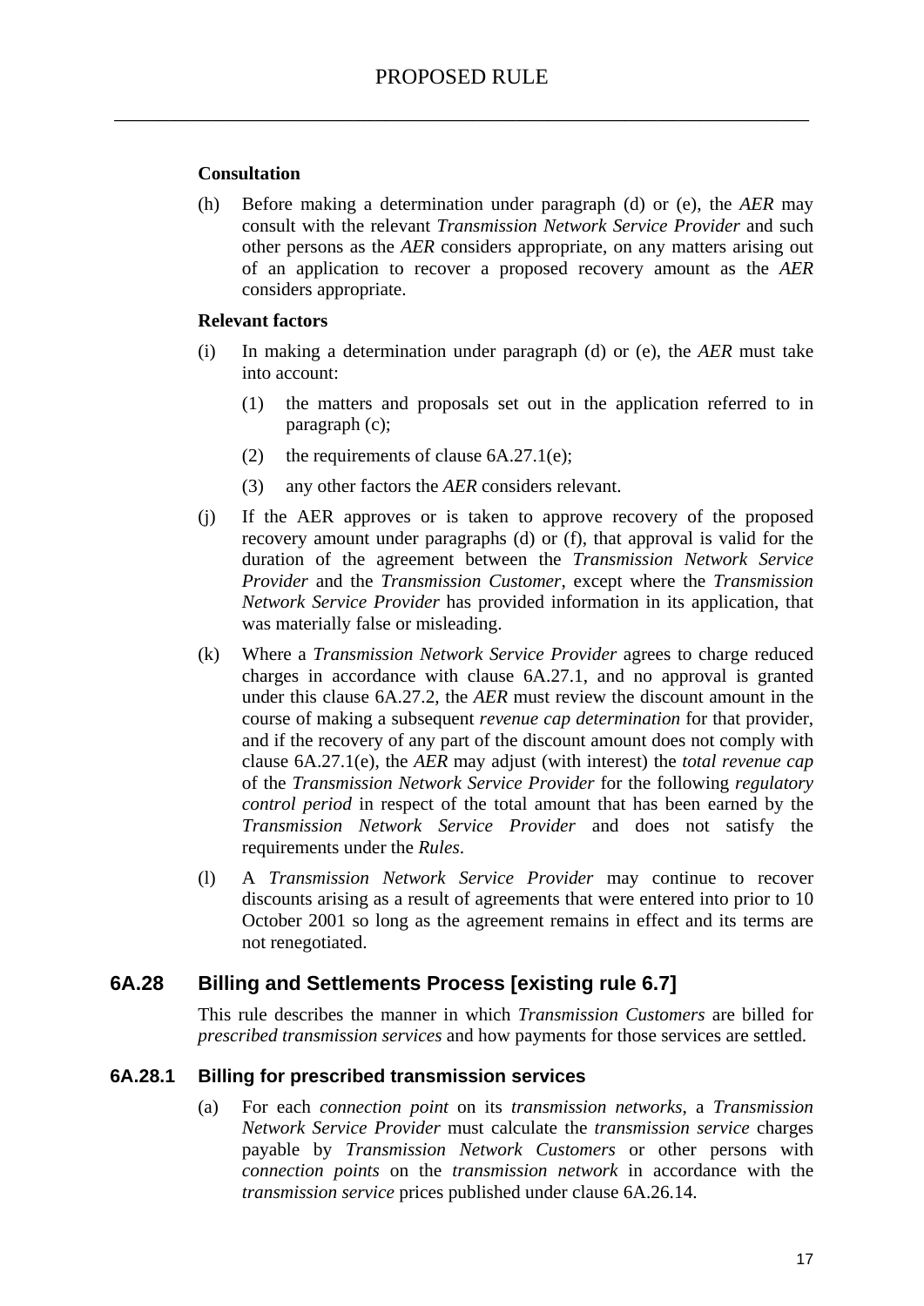**Consultation**

(h) Before making a determination under paragraph (d) or (e), the *AER* may consult with the relevant *Transmission Network Service Provider* and such other persons as the *AER* considers appropriate, on any matters arising out of an application to recover a proposed recovery amount as the *AER* considers appropriate.

**Relevant factors**

(i) In making a determination under paragraph (d) or (e), the *AER* must take into account:

  (1) the matters and proposals set out in the application referred to in paragraph (c);

  (2) the requirements of clause 6A.27.1(e);

  (3) any other factors the *AER* considers relevant.

(j) If the AER approves or is taken to approve recovery of the proposed recovery amount under paragraphs (d) or (f), that approval is valid for the duration of the agreement between the *Transmission Network Service Provider* and the *Transmission Customer*, except where the *Transmission Network Service Provider* has provided information in its application, that was materially false or misleading.

(k) Where a *Transmission Network Service Provider* agrees to charge reduced charges in accordance with clause 6A.27.1, and no approval is granted under this clause 6A.27.2, the *AER* must review the discount amount in the course of making a subsequent *revenue cap determination* for that provider, and if the recovery of any part of the discount amount does not comply with clause 6A.27.1(e), the *AER* may adjust (with interest) the *total revenue cap* of the *Transmission Network Service Provider* for the following *regulatory control period* in respect of the total amount that has been earned by the *Transmission Network Service Provider* and does not satisfy the requirements under the *Rules*.

(l) A *Transmission Network Service Provider* may continue to recover discounts arising as a result of agreements that were entered into prior to 10 October 2001 so long as the agreement remains in effect and its terms are not renegotiated.

## 6A.28 Billing and Settlements Process [existing rule 6.7]

This rule describes the manner in which *Transmission Customers* are billed for *prescribed transmission services* and how payments for those services are settled.

### 6A.28.1 Billing for prescribed transmission services

(a) For each *connection point* on its *transmission networks*, a *Transmission Network Service Provider* must calculate the *transmission service* charges payable by *Transmission Network Customers* or other persons with *connection points* on the *transmission network* in accordance with the *transmission service* prices published under clause 6A.26.14.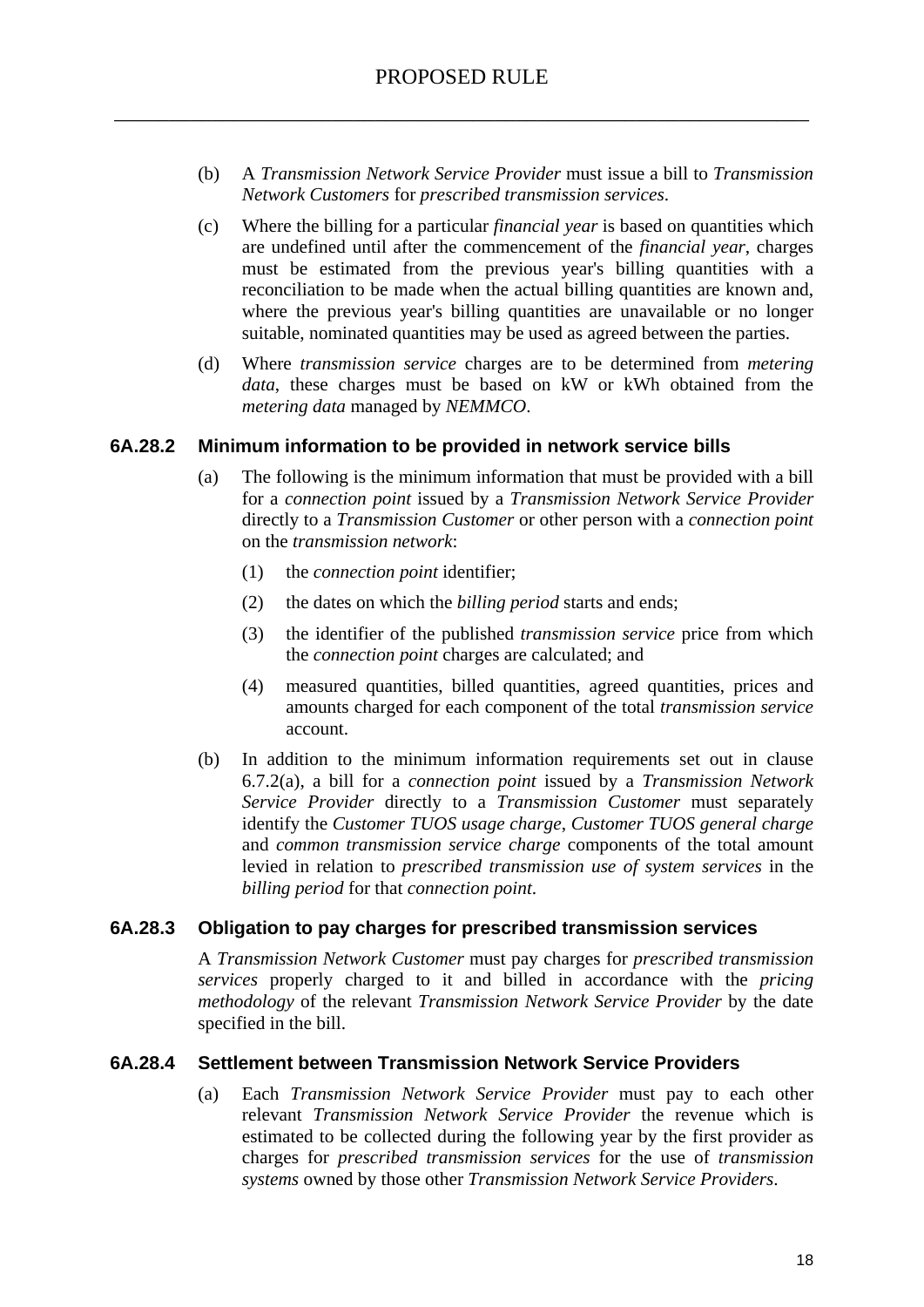(b) A *Transmission Network Service Provider* must issue a bill to *Transmission Network Customers* for *prescribed transmission services*.

(c) Where the billing for a particular *financial year* is based on quantities which are undefined until after the commencement of the *financial year*, charges must be estimated from the previous year's billing quantities with a reconciliation to be made when the actual billing quantities are known and, where the previous year's billing quantities are unavailable or no longer suitable, nominated quantities may be used as agreed between the parties.

(d) Where *transmission service* charges are to be determined from *metering data*, these charges must be based on kW or kWh obtained from the *metering data* managed by *NEMMCO*.

### 6A.28.2 Minimum information to be provided in network service bills

(a) The following is the minimum information that must be provided with a bill for a *connection point* issued by a *Transmission Network Service Provider* directly to a *Transmission Customer* or other person with a *connection point* on the *transmission network*:

(1) the *connection point* identifier;

(2) the dates on which the *billing period* starts and ends;

(3) the identifier of the published *transmission service* price from which the *connection point* charges are calculated; and

(4) measured quantities, billed quantities, agreed quantities, prices and amounts charged for each component of the total *transmission service* account.

(b) In addition to the minimum information requirements set out in clause 6.7.2(a), a bill for a *connection point* issued by a *Transmission Network Service Provider* directly to a *Transmission Customer* must separately identify the *Customer TUOS usage charge*, *Customer TUOS general charge* and *common transmission service charge* components of the total amount levied in relation to *prescribed transmission use of system services* in the *billing period* for that *connection point*.

### 6A.28.3 Obligation to pay charges for prescribed transmission services

A *Transmission Network Customer* must pay charges for *prescribed transmission services* properly charged to it and billed in accordance with the *pricing methodology* of the relevant *Transmission Network Service Provider* by the date specified in the bill.

### 6A.28.4 Settlement between Transmission Network Service Providers

(a) Each *Transmission Network Service Provider* must pay to each other relevant *Transmission Network Service Provider* the revenue which is estimated to be collected during the following year by the first provider as charges for *prescribed transmission services* for the use of *transmission systems* owned by those other *Transmission Network Service Providers*.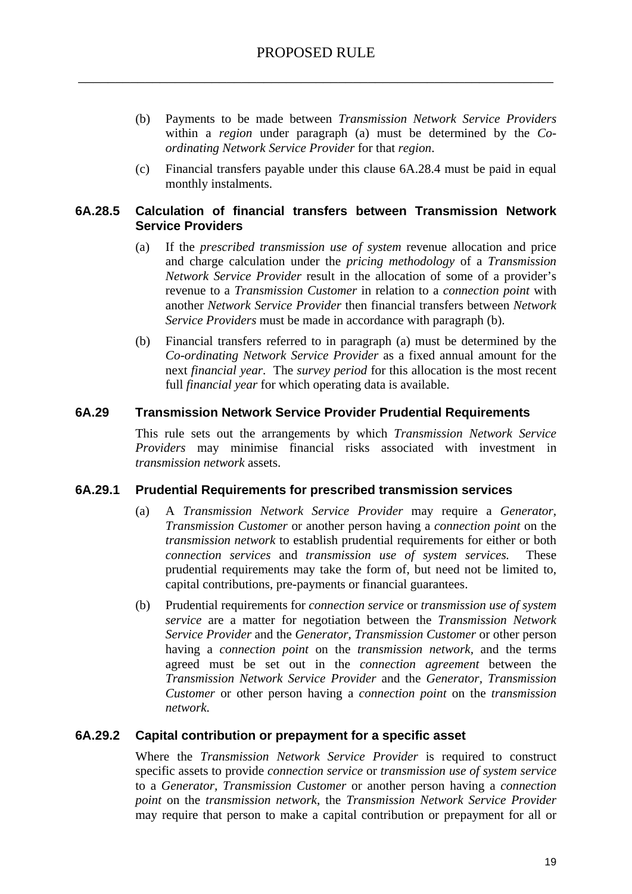(b) Payments to be made between *Transmission Network Service Providers* within a *region* under paragraph (a) must be determined by the *Co-ordinating Network Service Provider* for that *region*.

(c) Financial transfers payable under this clause 6A.28.4 must be paid in equal monthly instalments.

### 6A.28.5 Calculation of financial transfers between Transmission Network Service Providers

(a) If the *prescribed transmission use of system* revenue allocation and price and charge calculation under the *pricing methodology* of a *Transmission Network Service Provider* result in the allocation of some of a provider's revenue to a *Transmission Customer* in relation to a *connection point* with another *Network Service Provider* then financial transfers between *Network Service Providers* must be made in accordance with paragraph (b).

(b) Financial transfers referred to in paragraph (a) must be determined by the *Co-ordinating Network Service Provider* as a fixed annual amount for the next *financial year*. The *survey period* for this allocation is the most recent full *financial year* for which operating data is available.

## 6A.29 Transmission Network Service Provider Prudential Requirements

This rule sets out the arrangements by which *Transmission Network Service Providers* may minimise financial risks associated with investment in *transmission network* assets.

### 6A.29.1 Prudential Requirements for prescribed transmission services

(a) A *Transmission Network Service Provider* may require a *Generator*, *Transmission Customer* or another person having a *connection point* on the *transmission network* to establish prudential requirements for either or both *connection services* and *transmission use of system services.* These prudential requirements may take the form of, but need not be limited to, capital contributions, pre-payments or financial guarantees.

(b) Prudential requirements for *connection service* or *transmission use of system service* are a matter for negotiation between the *Transmission Network Service Provider* and the *Generator, Transmission Customer* or other person having a *connection point* on the *transmission network,* and the terms agreed must be set out in the *connection agreement* between the *Transmission Network Service Provider* and the *Generator, Transmission Customer* or other person having a *connection point* on the *transmission network.*

### 6A.29.2 Capital contribution or prepayment for a specific asset

Where the *Transmission Network Service Provider* is required to construct specific assets to provide *connection service* or *transmission use of system service* to a *Generator, Transmission Customer* or another person having a *connection point* on the *transmission network*, the *Transmission Network Service Provider* may require that person to make a capital contribution or prepayment for all or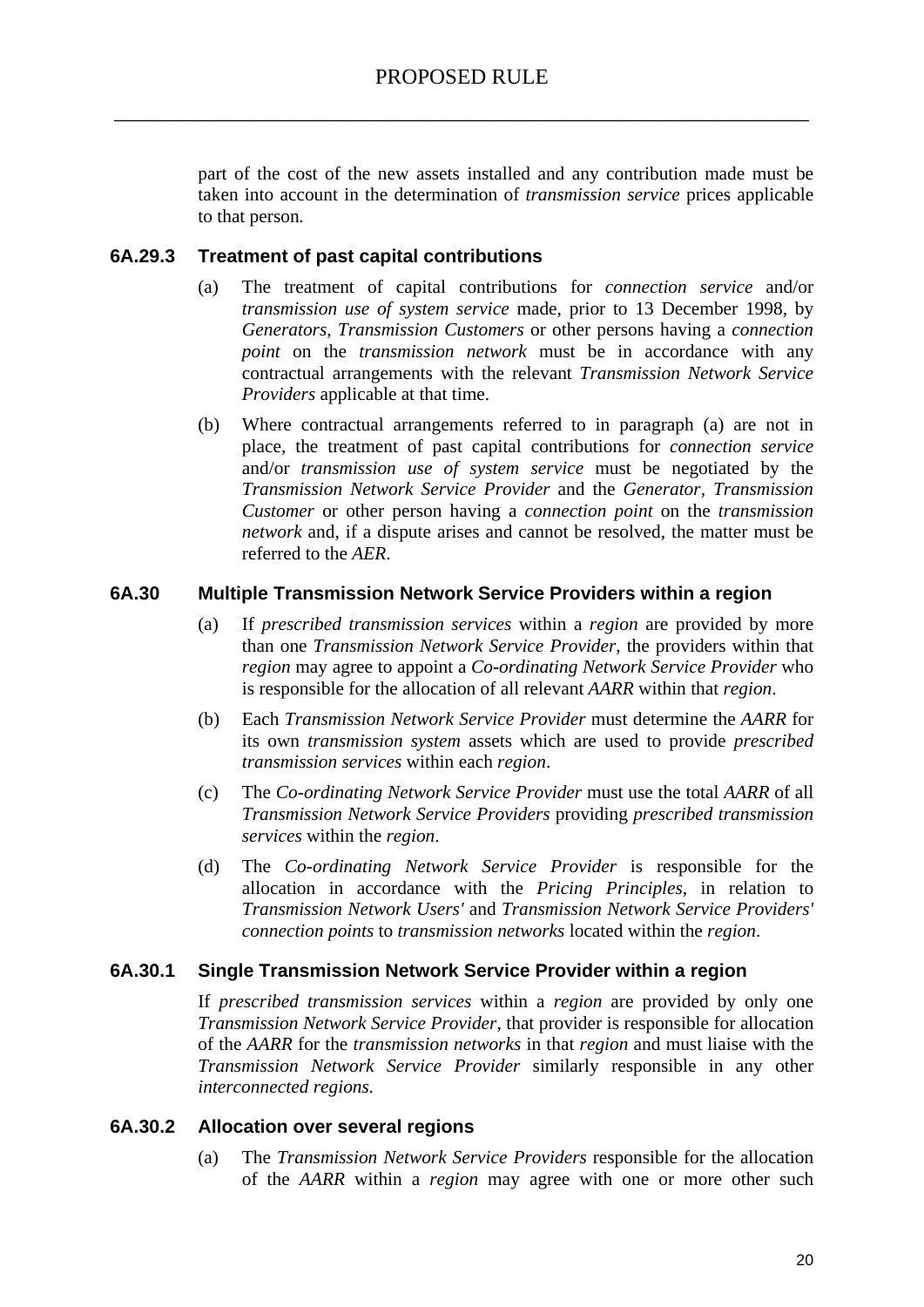part of the cost of the new assets installed and any contribution made must be taken into account in the determination of *transmission service* prices applicable to that person.

### 6A.29.3 Treatment of past capital contributions

(a) The treatment of capital contributions for *connection service* and/or *transmission use of system service* made, prior to 13 December 1998, by *Generators, Transmission Customers* or other persons having a *connection point* on the *transmission network* must be in accordance with any contractual arrangements with the relevant *Transmission Network Service Providers* applicable at that time.

(b) Where contractual arrangements referred to in paragraph (a) are not in place, the treatment of past capital contributions for *connection service* and/or *transmission use of system service* must be negotiated by the *Transmission Network Service Provider* and the *Generator, Transmission Customer* or other person having a *connection point* on the *transmission network* and, if a dispute arises and cannot be resolved, the matter must be referred to the *AER*.

### 6A.30 Multiple Transmission Network Service Providers within a region

(a) If *prescribed transmission services* within a *region* are provided by more than one *Transmission Network Service Provider*, the providers within that *region* may agree to appoint a *Co-ordinating Network Service Provider* who is responsible for the allocation of all relevant *AARR* within that *region*.

(b) Each *Transmission Network Service Provider* must determine the *AARR* for its own *transmission system* assets which are used to provide *prescribed transmission services* within each *region*.

(c) The *Co-ordinating Network Service Provider* must use the total *AARR* of all *Transmission Network Service Providers* providing *prescribed transmission services* within the *region*.

(d) The *Co-ordinating Network Service Provider* is responsible for the allocation in accordance with the *Pricing Principles*, in relation to *Transmission Network Users'* and *Transmission Network Service Providers' connection points* to *transmission networks* located within the *region*.

### 6A.30.1 Single Transmission Network Service Provider within a region

If *prescribed transmission services* within a *region* are provided by only one *Transmission Network Service Provider*, that provider is responsible for allocation of the *AARR* for the *transmission networks* in that *region* and must liaise with the *Transmission Network Service Provider* similarly responsible in any other *interconnected regions.*

### 6A.30.2 Allocation over several regions

(a) The *Transmission Network Service Providers* responsible for the allocation of the *AARR* within a *region* may agree with one or more other such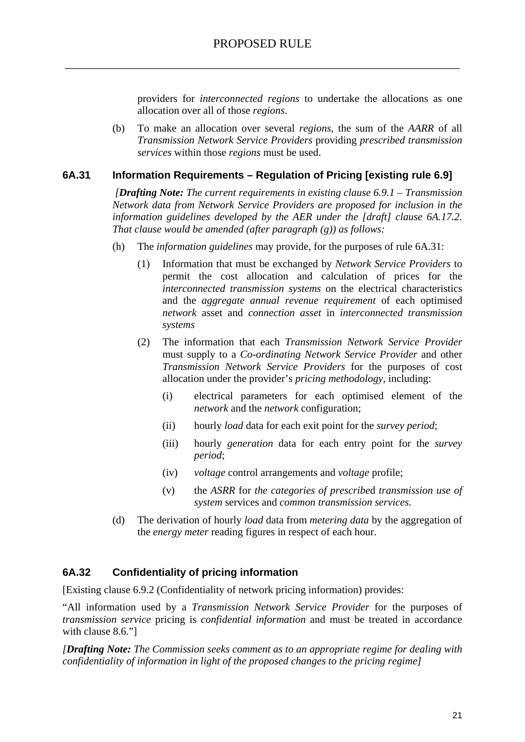providers for *interconnected regions* to undertake the allocations as one allocation over all of those *regions*.

(b) To make an allocation over several *regions*, the sum of the *AARR* of all *Transmission Network Service Providers* providing *prescribed transmission services* within those *regions* must be used.

### 6A.31 Information Requirements – Regulation of Pricing [existing rule 6.9]

*[**Drafting Note:** The current requirements in existing clause 6.9.1 – Transmission Network data from Network Service Providers are proposed for inclusion in the information guidelines developed by the AER under the [draft] clause 6A.17.2. That clause would be amended (after paragraph (g)) as follows:*

(h) The *information guidelines* may provide, for the purposes of rule 6A.31:

(1) Information that must be exchanged by *Network Service Providers* to permit the cost allocation and calculation of prices for the *interconnected transmission systems* on the electrical characteristics and the *aggregate annual revenue requirement* of each optimised *network* asset and *connection asset* in *interconnected transmission systems*

(2) The information that each *Transmission Network Service Provider* must supply to a *Co-ordinating Network Service Provider* and other *Transmission Network Service Providers* for the purposes of cost allocation under the provider's *pricing methodology*, including:

(i) electrical parameters for each optimised element of the *network* and the *network* configuration;

(ii) hourly *load* data for each exit point for the *survey period*;

(iii) hourly *generation* data for each entry point for the *survey period*;

(iv) *voltage* control arrangements and *voltage* profile;

(v) the *ASRR* for *the categories of prescribe*d *transmission use of system* services and *common transmission services*.

(d) The derivation of hourly *load* data from *metering data* by the aggregation of the *energy meter* reading figures in respect of each hour.

### 6A.32 Confidentiality of pricing information

[Existing clause 6.9.2 (Confidentiality of network pricing information) provides:

"All information used by a *Transmission Network Service Provider* for the purposes of *transmission service* pricing is *confidential information* and must be treated in accordance with clause 8.6."]

*[**Drafting Note:** The Commission seeks comment as to an appropriate regime for dealing with confidentiality of information in light of the proposed changes to the pricing regime]*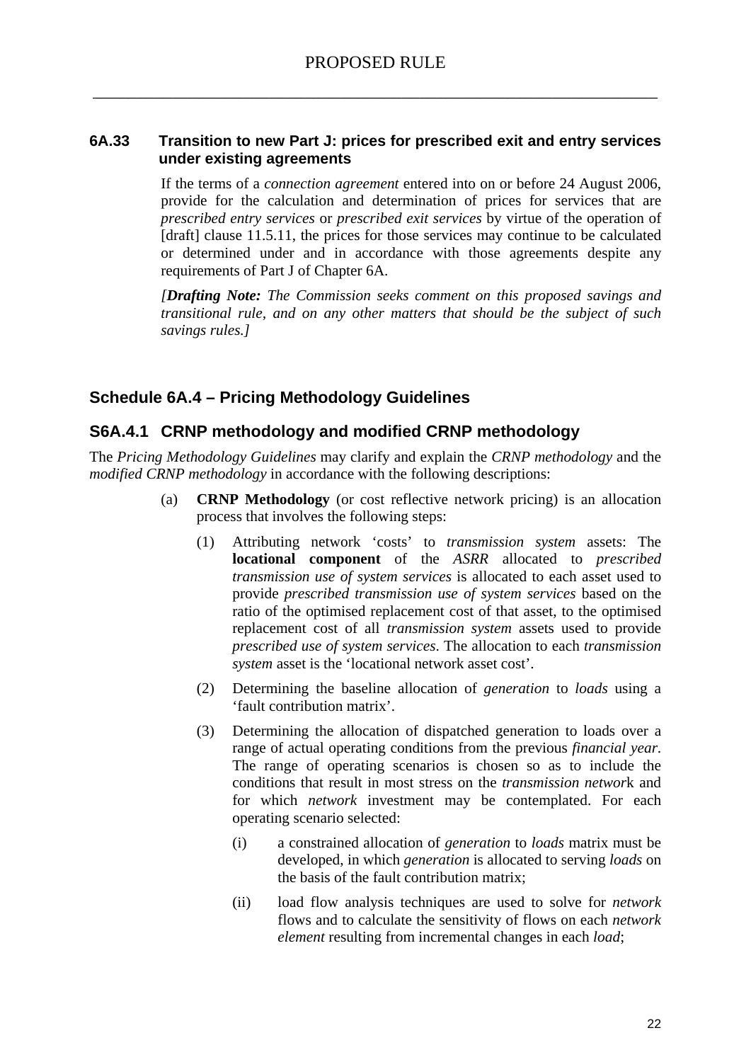## 6A.33 Transition to new Part J: prices for prescribed exit and entry services under existing agreements

If the terms of a *connection agreement* entered into on or before 24 August 2006, provide for the calculation and determination of prices for services that are *prescribed entry services* or *prescribed exit services* by virtue of the operation of [draft] clause 11.5.11, the prices for those services may continue to be calculated or determined under and in accordance with those agreements despite any requirements of Part J of Chapter 6A.

*[**Drafting Note:** The Commission seeks comment on this proposed savings and transitional rule, and on any other matters that should be the subject of such savings rules.]*

## Schedule 6A.4 – Pricing Methodology Guidelines

### S6A.4.1 CRNP methodology and modified CRNP methodology

The *Pricing Methodology Guidelines* may clarify and explain the *CRNP methodology* and the *modified CRNP methodology* in accordance with the following descriptions:

(a) **CRNP Methodology** (or cost reflective network pricing) is an allocation process that involves the following steps:

(1) Attributing network 'costs' to *transmission system* assets: The **locational component** of the *ASRR* allocated to *prescribed transmission use of system services* is allocated to each asset used to provide *prescribed transmission use of system services* based on the ratio of the optimised replacement cost of that asset, to the optimised replacement cost of all *transmission system* assets used to provide *prescribed use of system services*. The allocation to each *transmission system* asset is the 'locational network asset cost'.

(2) Determining the baseline allocation of *generation* to *loads* using a 'fault contribution matrix'.

(3) Determining the allocation of dispatched generation to loads over a range of actual operating conditions from the previous *financial year*. The range of operating scenarios is chosen so as to include the conditions that result in most stress on the *transmission network* and for which *network* investment may be contemplated. For each operating scenario selected:

(i) a constrained allocation of *generation* to *loads* matrix must be developed, in which *generation* is allocated to serving *loads* on the basis of the fault contribution matrix;

(ii) load flow analysis techniques are used to solve for *network* flows and to calculate the sensitivity of flows on each *network element* resulting from incremental changes in each *load*;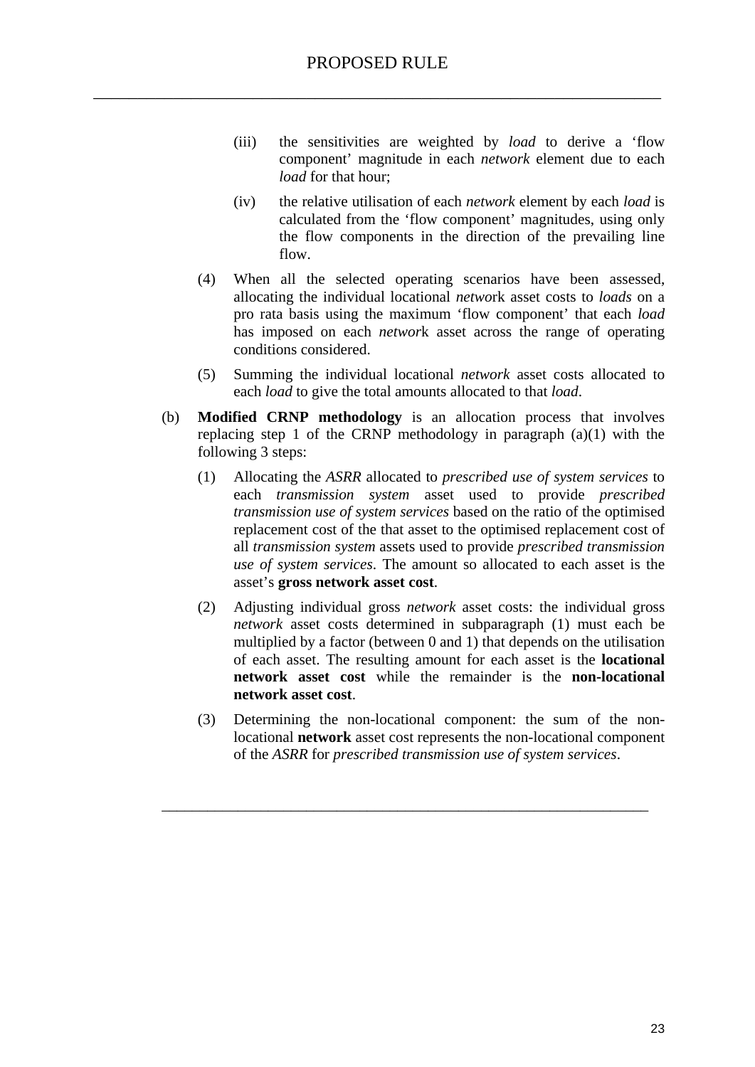(iii) the sensitivities are weighted by *load* to derive a 'flow component' magnitude in each *network* element due to each *load* for that hour;

(iv) the relative utilisation of each *network* element by each *load* is calculated from the 'flow component' magnitudes, using only the flow components in the direction of the prevailing line flow.

(4) When all the selected operating scenarios have been assessed, allocating the individual locational *netwo*rk asset costs to *loads* on a pro rata basis using the maximum 'flow component' that each *load* has imposed on each *networ*k asset across the range of operating conditions considered.

(5) Summing the individual locational *network* asset costs allocated to each *load* to give the total amounts allocated to that *load*.

(b) **Modified CRNP methodology** is an allocation process that involves replacing step 1 of the CRNP methodology in paragraph (a)(1) with the following 3 steps:

(1) Allocating the *ASRR* allocated to *prescribed use of system services* to each *transmission system* asset used to provide *prescribed transmission use of system services* based on the ratio of the optimised replacement cost of the that asset to the optimised replacement cost of all *transmission system* assets used to provide *prescribed transmission use of system services*. The amount so allocated to each asset is the asset's **gross network asset cost**.

(2) Adjusting individual gross *network* asset costs: the individual gross *network* asset costs determined in subparagraph (1) must each be multiplied by a factor (between 0 and 1) that depends on the utilisation of each asset. The resulting amount for each asset is the **locational network asset cost** while the remainder is the **non-locational network asset cost**.

(3) Determining the non-locational component: the sum of the non-locational **network** asset cost represents the non-locational component of the *ASRR* for *prescribed transmission use of system services*.